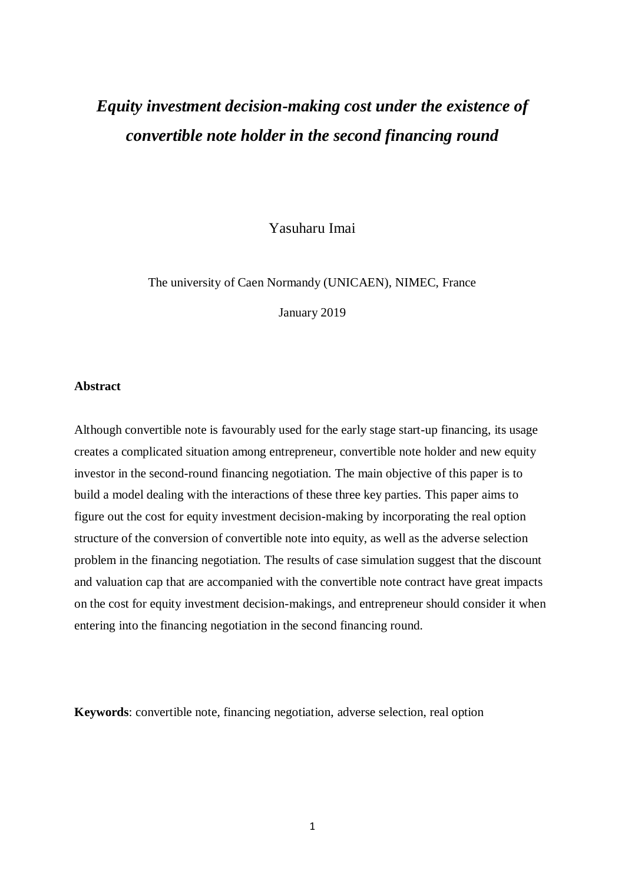# *Equity investment decision-making cost under the existence of convertible note holder in the second financing round*

Yasuharu Imai

The university of Caen Normandy (UNICAEN), NIMEC, France

January 2019

**Abstract**

Although convertible note is favourably used for the early stage start-up financing, its usage creates a complicated situation among entrepreneur, convertible note holder and new equity investor in the second-round financing negotiation. The main objective of this paper is to build a model dealing with the interactions of these three key parties. This paper aims to figure out the cost for equity investment decision-making by incorporating the real option structure of the conversion of convertible note into equity, as well as the adverse selection problem in the financing negotiation. The results of case simulation suggest that the discount and valuation cap that are accompanied with the convertible note contract have great impacts on the cost for equity investment decision-makings, and entrepreneur should consider it when entering into the financing negotiation in the second financing round.

**Keywords**: convertible note, financing negotiation, adverse selection, real option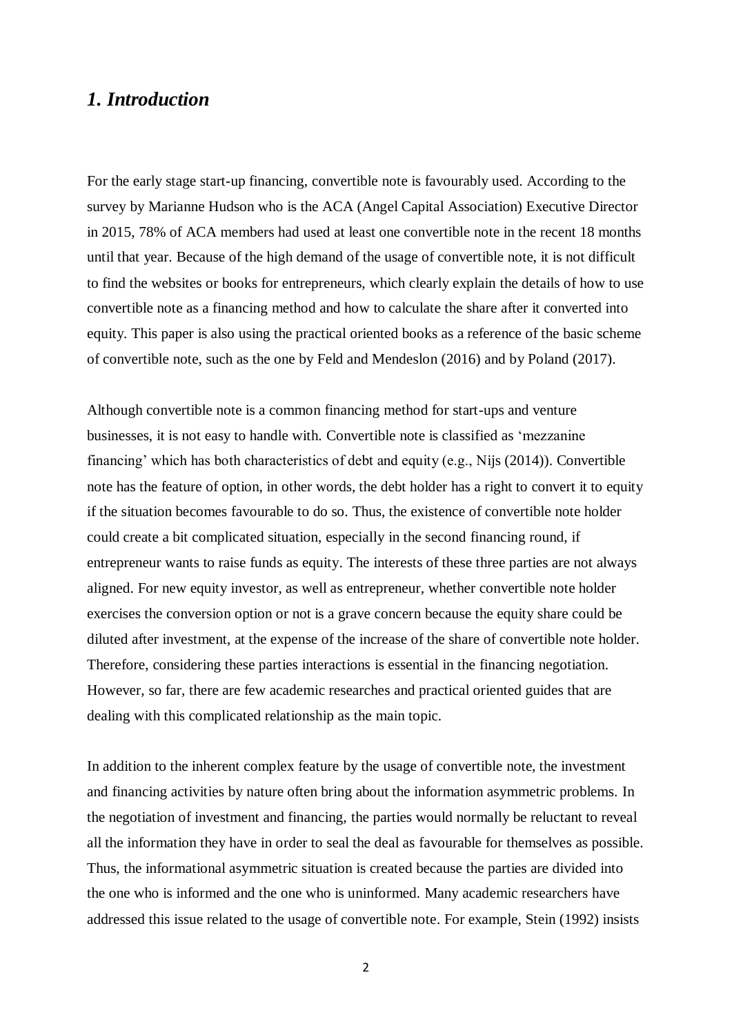## *1. Introduction*

For the early stage start-up financing, convertible note is favourably used. According to the survey by Marianne Hudson who is the ACA (Angel Capital Association) Executive Director in 2015, 78% of ACA members had used at least one convertible note in the recent 18 months until that year. Because of the high demand of the usage of convertible note, it is not difficult to find the websites or books for entrepreneurs, which clearly explain the details of how to use convertible note as a financing method and how to calculate the share after it converted into equity. This paper is also using the practical oriented books as a reference of the basic scheme of convertible note, such as the one by Feld and Mendeslon (2016) and by Poland (2017).

Although convertible note is a common financing method for start-ups and venture businesses, it is not easy to handle with. Convertible note is classified as 'mezzanine financing' which has both characteristics of debt and equity (e.g., Nijs (2014)). Convertible note has the feature of option, in other words, the debt holder has a right to convert it to equity if the situation becomes favourable to do so. Thus, the existence of convertible note holder could create a bit complicated situation, especially in the second financing round, if entrepreneur wants to raise funds as equity. The interests of these three parties are not always aligned. For new equity investor, as well as entrepreneur, whether convertible note holder exercises the conversion option or not is a grave concern because the equity share could be diluted after investment, at the expense of the increase of the share of convertible note holder. Therefore, considering these parties interactions is essential in the financing negotiation. However, so far, there are few academic researches and practical oriented guides that are dealing with this complicated relationship as the main topic.

In addition to the inherent complex feature by the usage of convertible note, the investment and financing activities by nature often bring about the information asymmetric problems. In the negotiation of investment and financing, the parties would normally be reluctant to reveal all the information they have in order to seal the deal as favourable for themselves as possible. Thus, the informational asymmetric situation is created because the parties are divided into the one who is informed and the one who is uninformed. Many academic researchers have addressed this issue related to the usage of convertible note. For example, Stein (1992) insists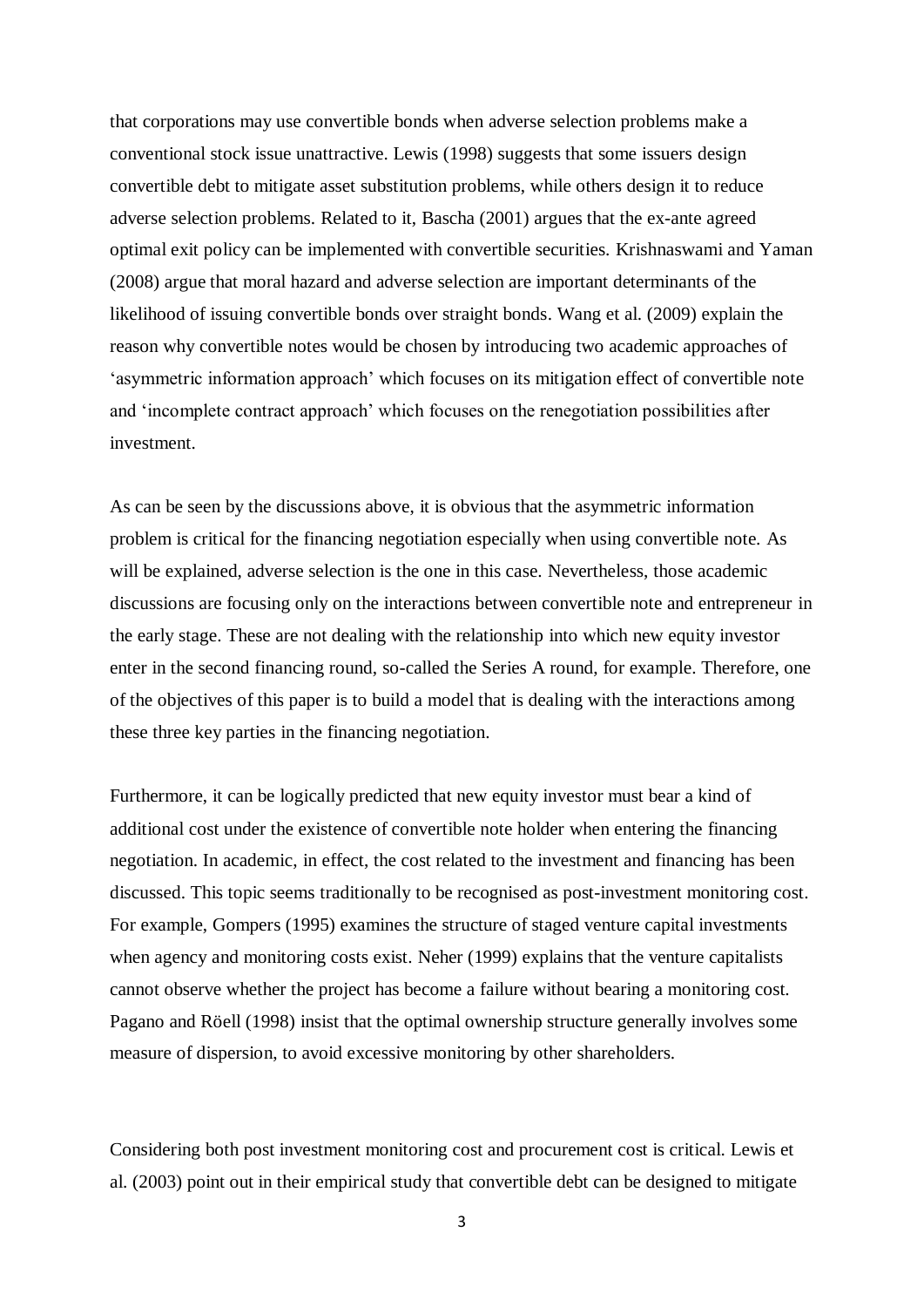that corporations may use convertible bonds when adverse selection problems make a conventional stock issue unattractive. Lewis (1998) suggests that some issuers design convertible debt to mitigate asset substitution problems, while others design it to reduce adverse selection problems. Related to it, Bascha (2001) argues that the ex-ante agreed optimal exit policy can be implemented with convertible securities. Krishnaswami and Yaman (2008) argue that moral hazard and adverse selection are important determinants of the likelihood of issuing convertible bonds over straight bonds. Wang et al. (2009) explain the reason why convertible notes would be chosen by introducing two academic approaches of 'asymmetric information approach' which focuses on its mitigation effect of convertible note and 'incomplete contract approach' which focuses on the renegotiation possibilities after investment.

As can be seen by the discussions above, it is obvious that the asymmetric information problem is critical for the financing negotiation especially when using convertible note. As will be explained, adverse selection is the one in this case. Nevertheless, those academic discussions are focusing only on the interactions between convertible note and entrepreneur in the early stage. These are not dealing with the relationship into which new equity investor enter in the second financing round, so-called the Series A round, for example. Therefore, one of the objectives of this paper is to build a model that is dealing with the interactions among these three key parties in the financing negotiation.

Furthermore, it can be logically predicted that new equity investor must bear a kind of additional cost under the existence of convertible note holder when entering the financing negotiation. In academic, in effect, the cost related to the investment and financing has been discussed. This topic seems traditionally to be recognised as post-investment monitoring cost. For example, Gompers (1995) examines the structure of staged venture capital investments when agency and monitoring costs exist. Neher (1999) explains that the venture capitalists cannot observe whether the project has become a failure without bearing a monitoring cost. Pagano and Röell (1998) insist that the optimal ownership structure generally involves some measure of dispersion, to avoid excessive monitoring by other shareholders.

Considering both post investment monitoring cost and procurement cost is critical. Lewis et al. (2003) point out in their empirical study that convertible debt can be designed to mitigate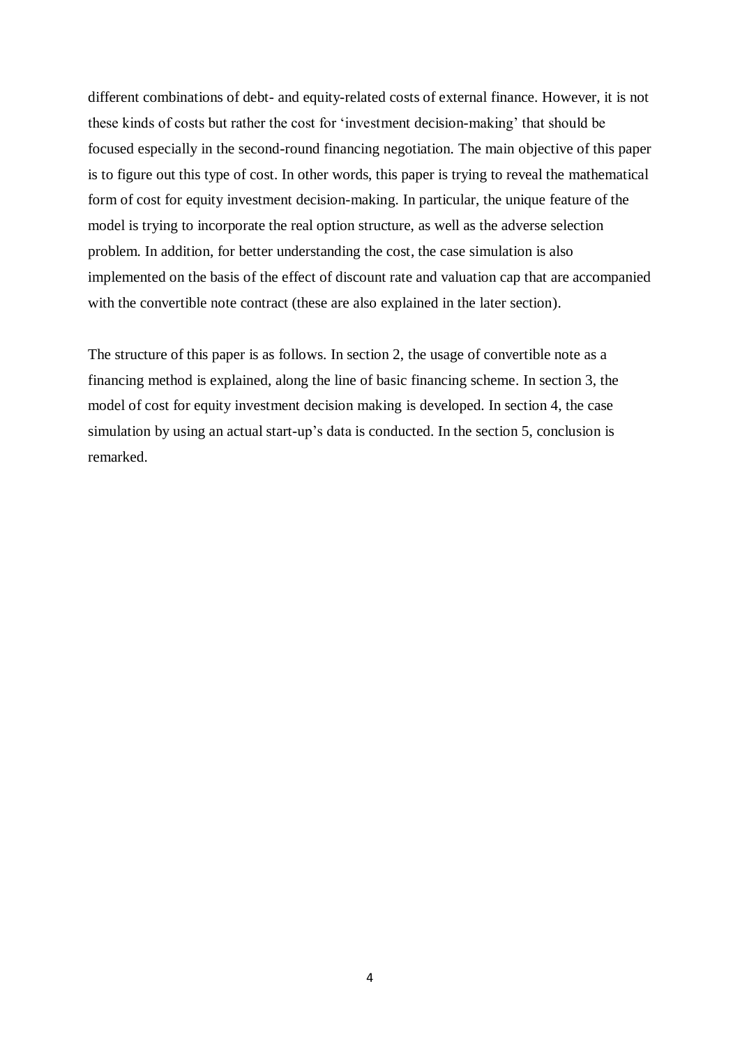different combinations of debt- and equity-related costs of external finance. However, it is not these kinds of costs but rather the cost for 'investment decision-making' that should be focused especially in the second-round financing negotiation. The main objective of this paper is to figure out this type of cost. In other words, this paper is trying to reveal the mathematical form of cost for equity investment decision-making. In particular, the unique feature of the model is trying to incorporate the real option structure, as well as the adverse selection problem. In addition, for better understanding the cost, the case simulation is also implemented on the basis of the effect of discount rate and valuation cap that are accompanied with the convertible note contract (these are also explained in the later section).

The structure of this paper is as follows. In section 2, the usage of convertible note as a financing method is explained, along the line of basic financing scheme. In section 3, the model of cost for equity investment decision making is developed. In section 4, the case simulation by using an actual start-up's data is conducted. In the section 5, conclusion is remarked.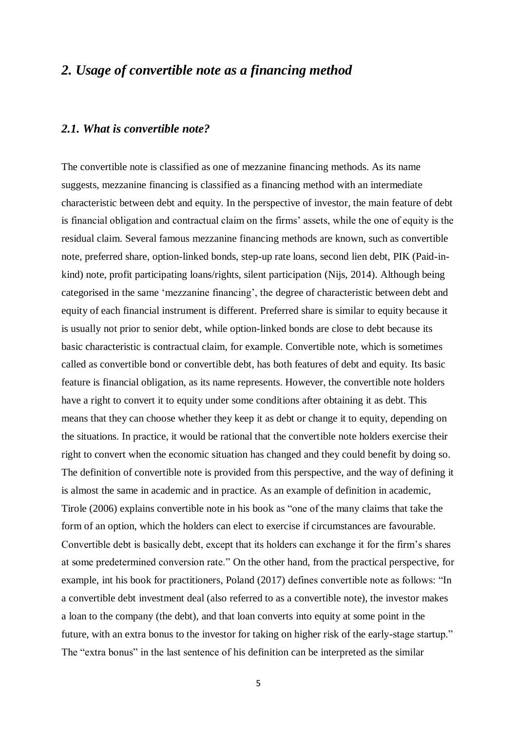## *2. Usage of convertible note as a financing method*

### *2.1. What is convertible note?*

The convertible note is classified as one of mezzanine financing methods. As its name suggests, mezzanine financing is classified as a financing method with an intermediate characteristic between debt and equity. In the perspective of investor, the main feature of debt is financial obligation and contractual claim on the firms' assets, while the one of equity is the residual claim. Several famous mezzanine financing methods are known, such as convertible note, preferred share, option-linked bonds, step-up rate loans, second lien debt, PIK (Paid-in-kind) note, profit participating loans/rights, silent participation (Nijs, 2014). Although being categorised in the same 'mezzanine financing', the degree of characteristic between debt and equity of each financial instrument is different. Preferred share is similar to equity because it is usually not prior to senior debt, while option-linked bonds are close to debt because its basic characteristic is contractual claim, for example. Convertible note, which is sometimes called as convertible bond or convertible debt, has both features of debt and equity. Its basic feature is financial obligation, as its name represents. However, the convertible note holders have a right to convert it to equity under some conditions after obtaining it as debt. This means that they can choose whether they keep it as debt or change it to equity, depending on the situations. In practice, it would be rational that the convertible note holders exercise their right to convert when the economic situation has changed and they could benefit by doing so. The definition of convertible note is provided from this perspective, and the way of defining it is almost the same in academic and in practice. As an example of definition in academic, Tirole (2006) explains convertible note in his book as "one of the many claims that take the form of an option, which the holders can elect to exercise if circumstances are favourable. Convertible debt is basically debt, except that its holders can exchange it for the firm's shares at some predetermined conversion rate." On the other hand, from the practical perspective, for example, int his book for practitioners, Poland (2017) defines convertible note as follows: "In a convertible debt investment deal (also referred to as a convertible note), the investor makes a loan to the company (the debt), and that loan converts into equity at some point in the future, with an extra bonus to the investor for taking on higher risk of the early-stage startup." The "extra bonus" in the last sentence of his definition can be interpreted as the similar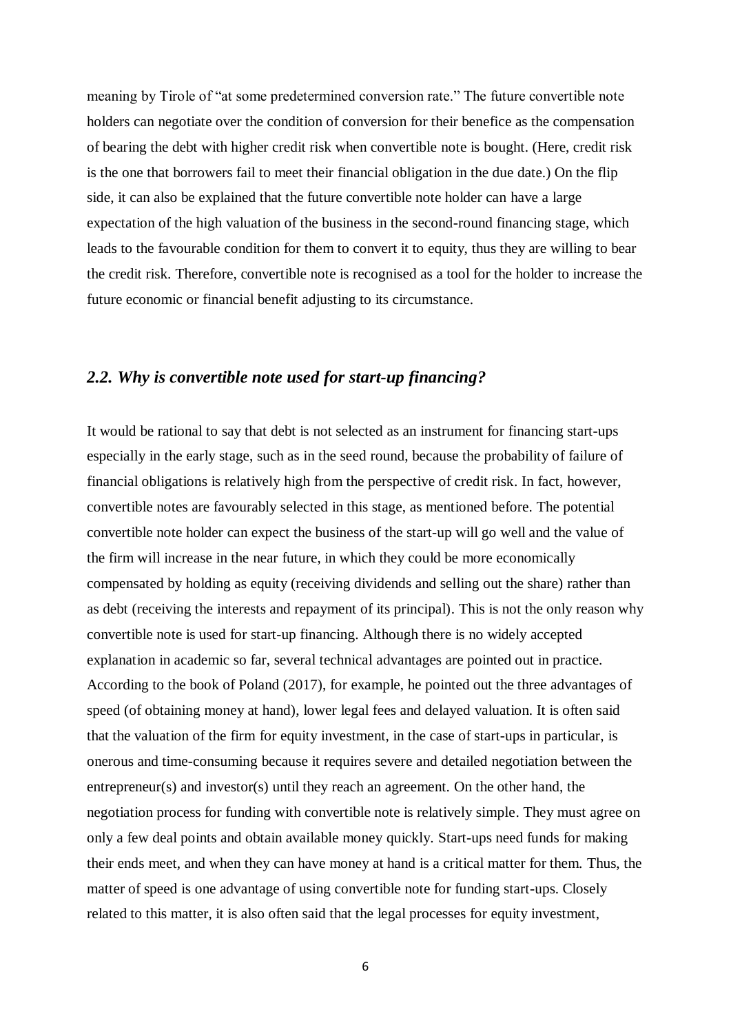meaning by Tirole of "at some predetermined conversion rate." The future convertible note holders can negotiate over the condition of conversion for their benefice as the compensation of bearing the debt with higher credit risk when convertible note is bought. (Here, credit risk is the one that borrowers fail to meet their financial obligation in the due date.) On the flip side, it can also be explained that the future convertible note holder can have a large expectation of the high valuation of the business in the second-round financing stage, which leads to the favourable condition for them to convert it to equity, thus they are willing to bear the credit risk. Therefore, convertible note is recognised as a tool for the holder to increase the future economic or financial benefit adjusting to its circumstance.

## *2.2. Why is convertible note used for start-up financing?*

It would be rational to say that debt is not selected as an instrument for financing start-ups especially in the early stage, such as in the seed round, because the probability of failure of financial obligations is relatively high from the perspective of credit risk. In fact, however, convertible notes are favourably selected in this stage, as mentioned before. The potential convertible note holder can expect the business of the start-up will go well and the value of the firm will increase in the near future, in which they could be more economically compensated by holding as equity (receiving dividends and selling out the share) rather than as debt (receiving the interests and repayment of its principal). This is not the only reason why convertible note is used for start-up financing. Although there is no widely accepted explanation in academic so far, several technical advantages are pointed out in practice. According to the book of Poland (2017), for example, he pointed out the three advantages of speed (of obtaining money at hand), lower legal fees and delayed valuation. It is often said that the valuation of the firm for equity investment, in the case of start-ups in particular, is onerous and time-consuming because it requires severe and detailed negotiation between the entrepreneur(s) and investor(s) until they reach an agreement. On the other hand, the negotiation process for funding with convertible note is relatively simple. They must agree on only a few deal points and obtain available money quickly. Start-ups need funds for making their ends meet, and when they can have money at hand is a critical matter for them. Thus, the matter of speed is one advantage of using convertible note for funding start-ups. Closely related to this matter, it is also often said that the legal processes for equity investment,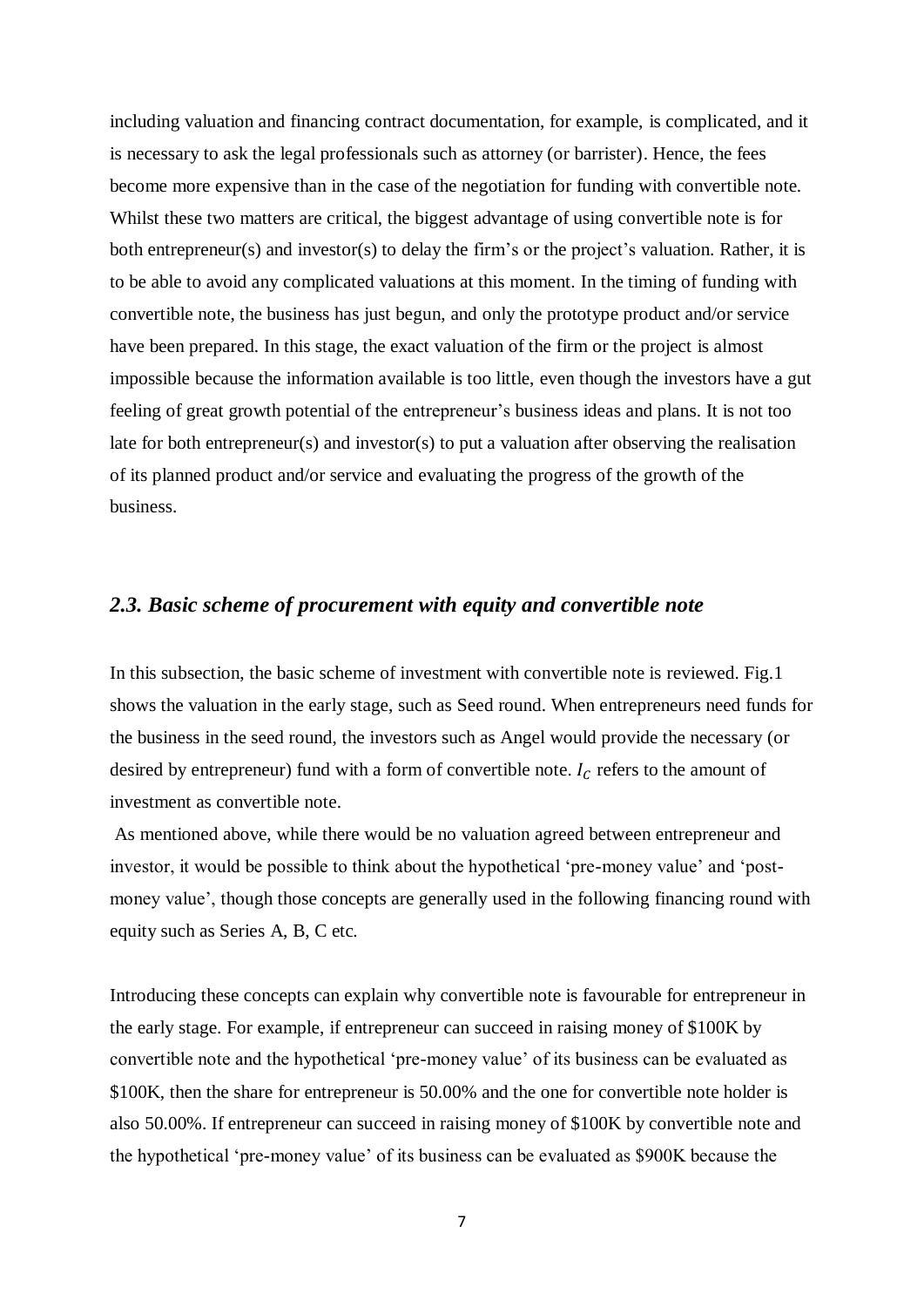including valuation and financing contract documentation, for example, is complicated, and it is necessary to ask the legal professionals such as attorney (or barrister). Hence, the fees become more expensive than in the case of the negotiation for funding with convertible note. Whilst these two matters are critical, the biggest advantage of using convertible note is for both entrepreneur(s) and investor(s) to delay the firm's or the project's valuation. Rather, it is to be able to avoid any complicated valuations at this moment. In the timing of funding with convertible note, the business has just begun, and only the prototype product and/or service have been prepared. In this stage, the exact valuation of the firm or the project is almost impossible because the information available is too little, even though the investors have a gut feeling of great growth potential of the entrepreneur's business ideas and plans. It is not too late for both entrepreneur(s) and investor(s) to put a valuation after observing the realisation of its planned product and/or service and evaluating the progress of the growth of the business.

### *2.3. Basic scheme of procurement with equity and convertible note*

In this subsection, the basic scheme of investment with convertible note is reviewed. Fig.1 shows the valuation in the early stage, such as Seed round. When entrepreneurs need funds for the business in the seed round, the investors such as Angel would provide the necessary (or desired by entrepreneur) fund with a form of convertible note. $I_C$ refers to the amount of investment as convertible note.

As mentioned above, while there would be no valuation agreed between entrepreneur and investor, it would be possible to think about the hypothetical 'pre-money value' and 'post-money value', though those concepts are generally used in the following financing round with equity such as Series A, B, C etc.

Introducing these concepts can explain why convertible note is favourable for entrepreneur in the early stage. For example, if entrepreneur can succeed in raising money of \$100K by convertible note and the hypothetical 'pre-money value' of its business can be evaluated as \$100K, then the share for entrepreneur is 50.00% and the one for convertible note holder is also 50.00%. If entrepreneur can succeed in raising money of \$100K by convertible note and the hypothetical 'pre-money value' of its business can be evaluated as \$900K because the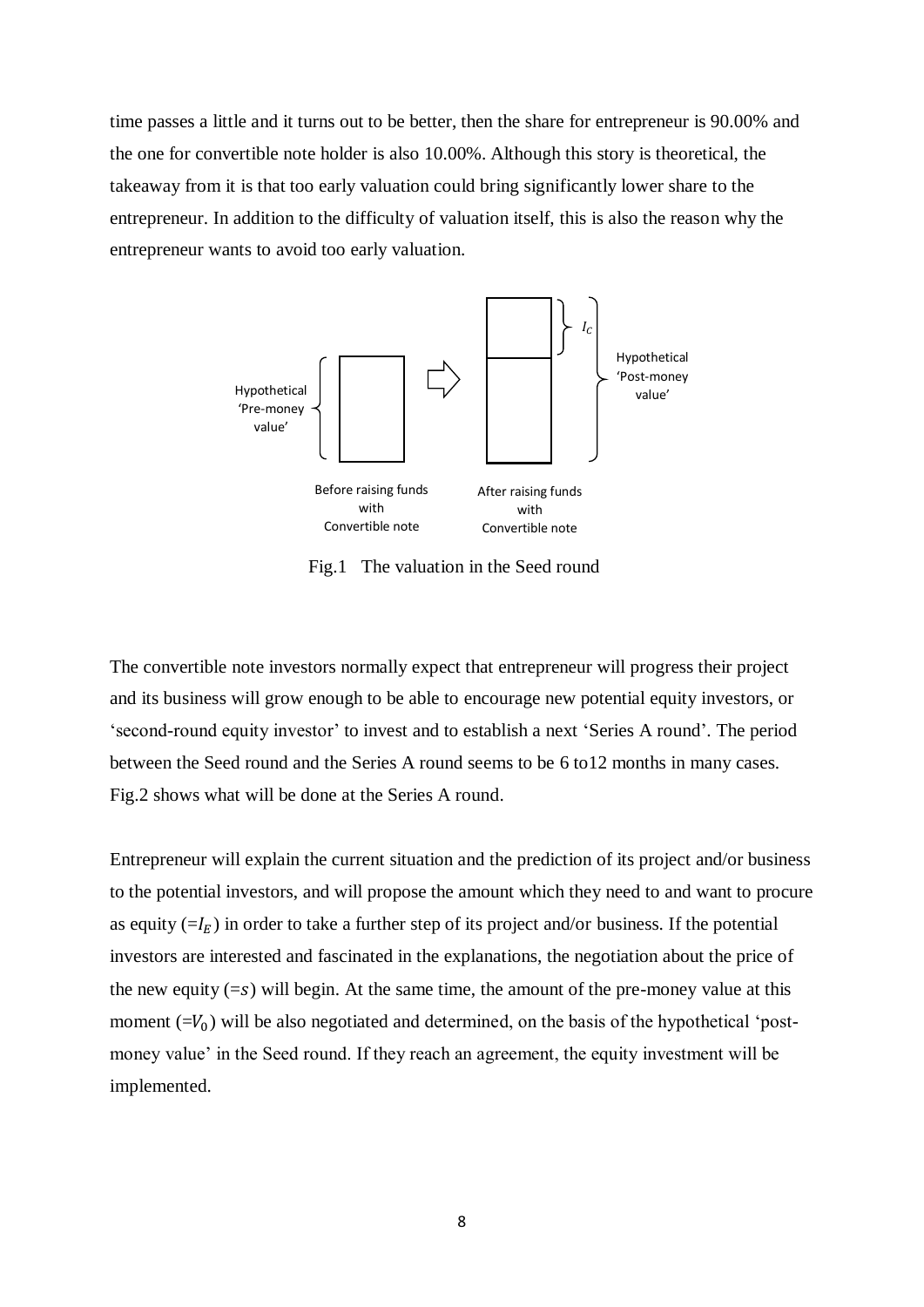time passes a little and it turns out to be better, then the share for entrepreneur is 90.00% and the one for convertible note holder is also 10.00%. Although this story is theoretical, the takeaway from it is that too early valuation could bring significantly lower share to the entrepreneur. In addition to the difficulty of valuation itself, this is also the reason why the entrepreneur wants to avoid too early valuation.

Hypothetical 'Pre-money value'

$I_C$

Hypothetical 'Post-money value'

Before raising funds with Convertible note

After raising funds with Convertible note

Fig.1 The valuation in the Seed round

The convertible note investors normally expect that entrepreneur will progress their project and its business will grow enough to be able to encourage new potential equity investors, or 'second-round equity investor' to invest and to establish a next 'Series A round'. The period between the Seed round and the Series A round seems to be 6 to12 months in many cases. Fig.2 shows what will be done at the Series A round.

Entrepreneur will explain the current situation and the prediction of its project and/or business to the potential investors, and will propose the amount which they need to and want to procure as equity ($=I_E$) in order to take a further step of its project and/or business. If the potential investors are interested and fascinated in the explanations, the negotiation about the price of the new equity ($=s$) will begin. At the same time, the amount of the pre-money value at this moment ($=V_0$) will be also negotiated and determined, on the basis of the hypothetical 'post-money value' in the Seed round. If they reach an agreement, the equity investment will be implemented.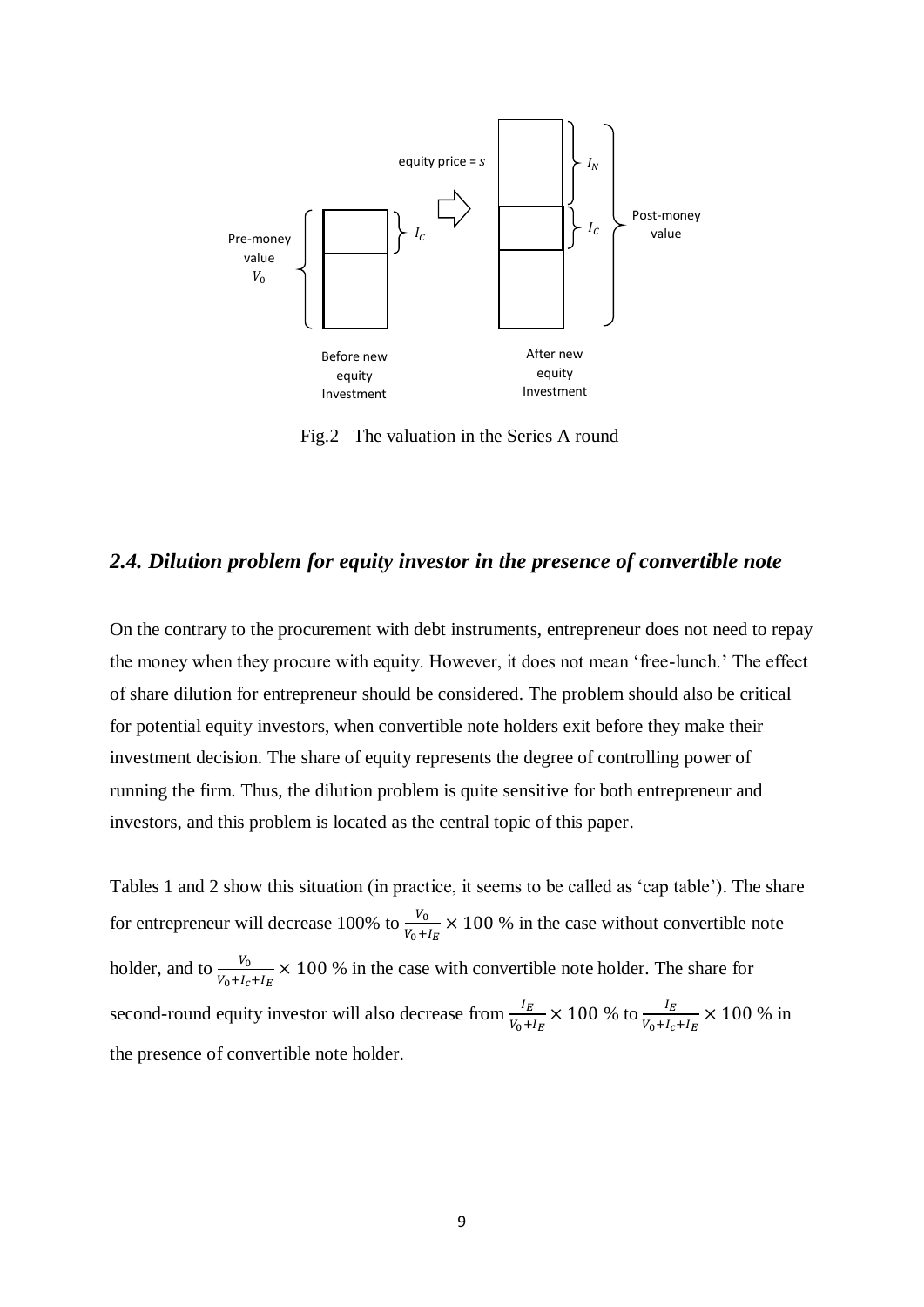equity price = $s$

$I_N$

$I_C$

Pre-money value $V_0$

$I_C$

Post-money value

Before new equity Investment

After new equity Investment

Fig.2 The valuation in the Series A round

### *2.4. Dilution problem for equity investor in the presence of convertible note*

On the contrary to the procurement with debt instruments, entrepreneur does not need to repay the money when they procure with equity. However, it does not mean 'free-lunch.' The effect of share dilution for entrepreneur should be considered. The problem should also be critical for potential equity investors, when convertible note holders exit before they make their investment decision. The share of equity represents the degree of controlling power of running the firm. Thus, the dilution problem is quite sensitive for both entrepreneur and investors, and this problem is located as the central topic of this paper.

Tables 1 and 2 show this situation (in practice, it seems to be called as 'cap table'). The share for entrepreneur will decrease 100% to $\frac{V_0}{V_0+I_E} \times 100$ % in the case without convertible note holder, and to $\frac{V_0}{V_0+I_c+I_E} \times 100$ % in the case with convertible note holder. The share for second-round equity investor will also decrease from $\frac{I_E}{V_0+I_E} \times 100$ % to $\frac{I_E}{V_0+I_c+I_E} \times 100$ % in the presence of convertible note holder.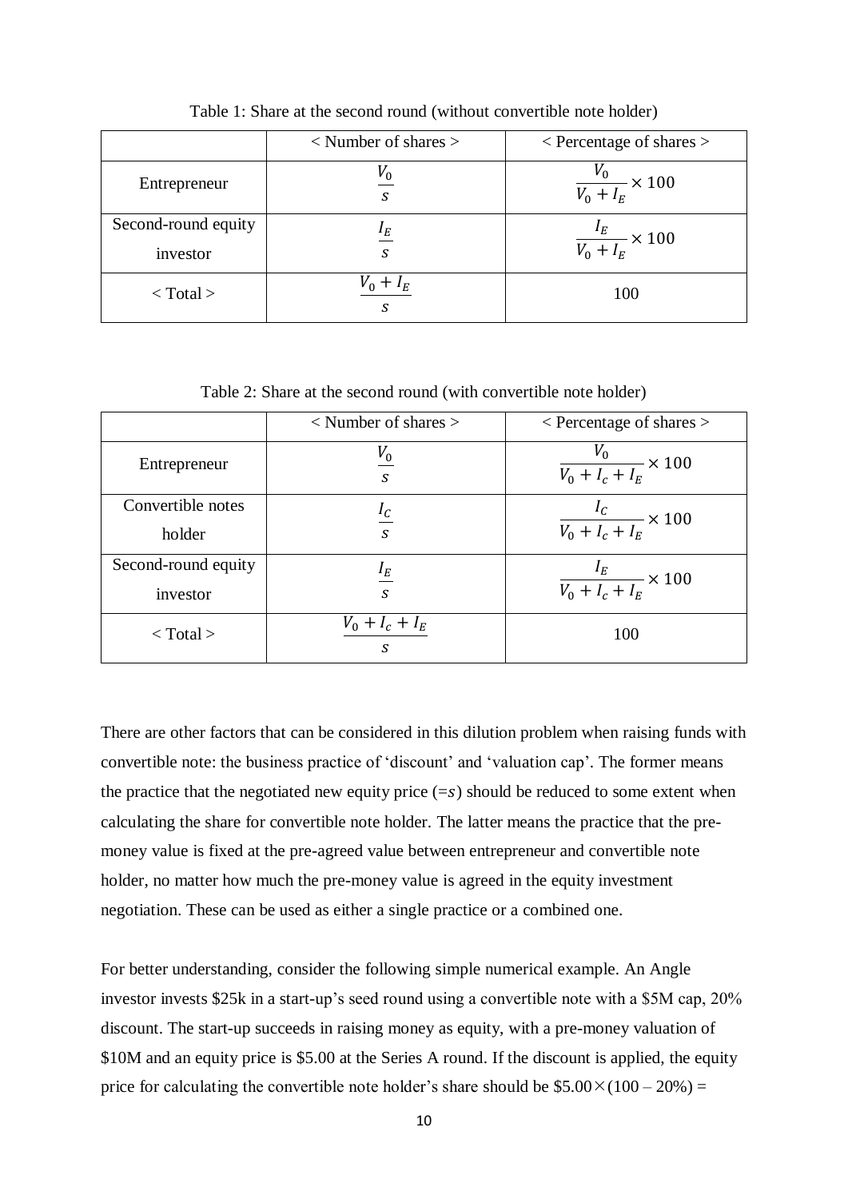Table 1: Share at the second round (without convertible note holder)

| | < Number of shares > | < Percentage of shares > |
|---|---|---|
| Entrepreneur | $\frac{V_0}{s}$ | $\frac{V_0}{V_0 + I_E} \times 100$ |
| Second-round equity investor | $\frac{I_E}{s}$ | $\frac{I_E}{V_0 + I_E} \times 100$ |
| < Total > | $\frac{V_0 + I_E}{s}$ | 100 |

Table 2: Share at the second round (with convertible note holder)

| | < Number of shares > | < Percentage of shares > |
|---|---|---|
| Entrepreneur | $\frac{V_0}{s}$ | $\frac{V_0}{V_0 + I_c + I_E} \times 100$ |
| Convertible notes holder | $\frac{I_C}{s}$ | $\frac{I_C}{V_0 + I_c + I_E} \times 100$ |
| Second-round equity investor | $\frac{I_E}{s}$ | $\frac{I_E}{V_0 + I_c + I_E} \times 100$ |
| < Total > | $\frac{V_0 + I_c + I_E}{s}$ | 100 |

There are other factors that can be considered in this dilution problem when raising funds with convertible note: the business practice of 'discount' and 'valuation cap'. The former means the practice that the negotiated new equity price ($=s$) should be reduced to some extent when calculating the share for convertible note holder. The latter means the practice that the pre-money value is fixed at the pre-agreed value between entrepreneur and convertible note holder, no matter how much the pre-money value is agreed in the equity investment negotiation. These can be used as either a single practice or a combined one.

For better understanding, consider the following simple numerical example. An Angle investor invests $25k in a start-up's seed round using a convertible note with a $5M cap, 20% discount. The start-up succeeds in raising money as equity, with a pre-money valuation of $10M and an equity price is $5.00 at the Series A round. If the discount is applied, the equity price for calculating the convertible note holder's share should be $5.00×(100 – 20%) =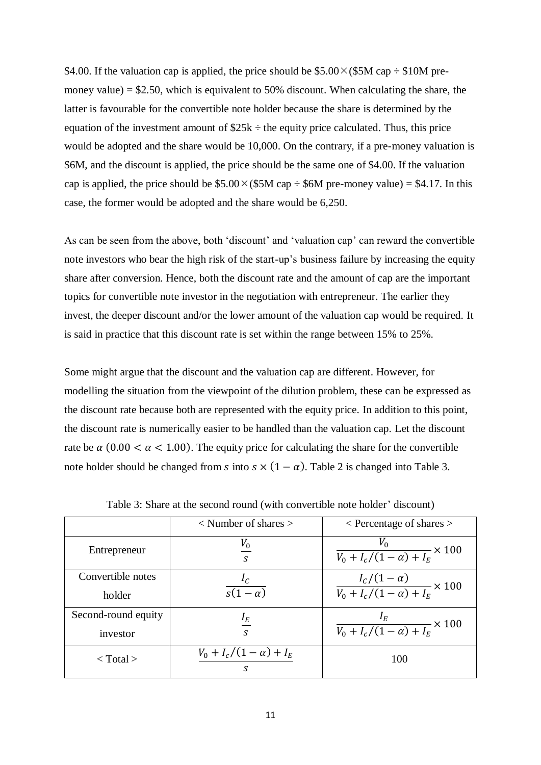\$4.00. If the valuation cap is applied, the price should be \$5.00×(\$5M cap ÷ \$10M pre-money value) = \$2.50, which is equivalent to 50% discount. When calculating the share, the latter is favourable for the convertible note holder because the share is determined by the equation of the investment amount of \$25k ÷ the equity price calculated. Thus, this price would be adopted and the share would be 10,000. On the contrary, if a pre-money valuation is \$6M, and the discount is applied, the price should be the same one of \$4.00. If the valuation cap is applied, the price should be \$5.00×(\$5M cap ÷ \$6M pre-money value) = \$4.17. In this case, the former would be adopted and the share would be 6,250.

As can be seen from the above, both 'discount' and 'valuation cap' can reward the convertible note investors who bear the high risk of the start-up's business failure by increasing the equity share after conversion. Hence, both the discount rate and the amount of cap are the important topics for convertible note investor in the negotiation with entrepreneur. The earlier they invest, the deeper discount and/or the lower amount of the valuation cap would be required. It is said in practice that this discount rate is set within the range between 15% to 25%.

Some might argue that the discount and the valuation cap are different. However, for modelling the situation from the viewpoint of the dilution problem, these can be expressed as the discount rate because both are represented with the equity price. In addition to this point, the discount rate is numerically easier to be handled than the valuation cap. Let the discount rate be $\alpha\ (0.00 < \alpha < 1.00)$. The equity price for calculating the share for the convertible note holder should be changed from $s$ into $s \times (1-\alpha)$. Table 2 is changed into Table 3.

Table 3: Share at the second round (with convertible note holder' discount)

| | < Number of shares > | < Percentage of shares > |
|---|---|---|
| Entrepreneur | $\frac{V_0}{s}$ | $\frac{V_0}{V_0 + I_c/(1-\alpha) + I_E} \times 100$ |
| Convertible notes holder | $\frac{I_C}{s(1-\alpha)}$ | $\frac{I_C/(1-\alpha)}{V_0 + I_c/(1-\alpha) + I_E} \times 100$ |
| Second-round equity investor | $\frac{I_E}{s}$ | $\frac{I_E}{V_0 + I_c/(1-\alpha) + I_E} \times 100$ |
| < Total > | $\frac{V_0 + I_c/(1-\alpha) + I_E}{s}$ | 100 |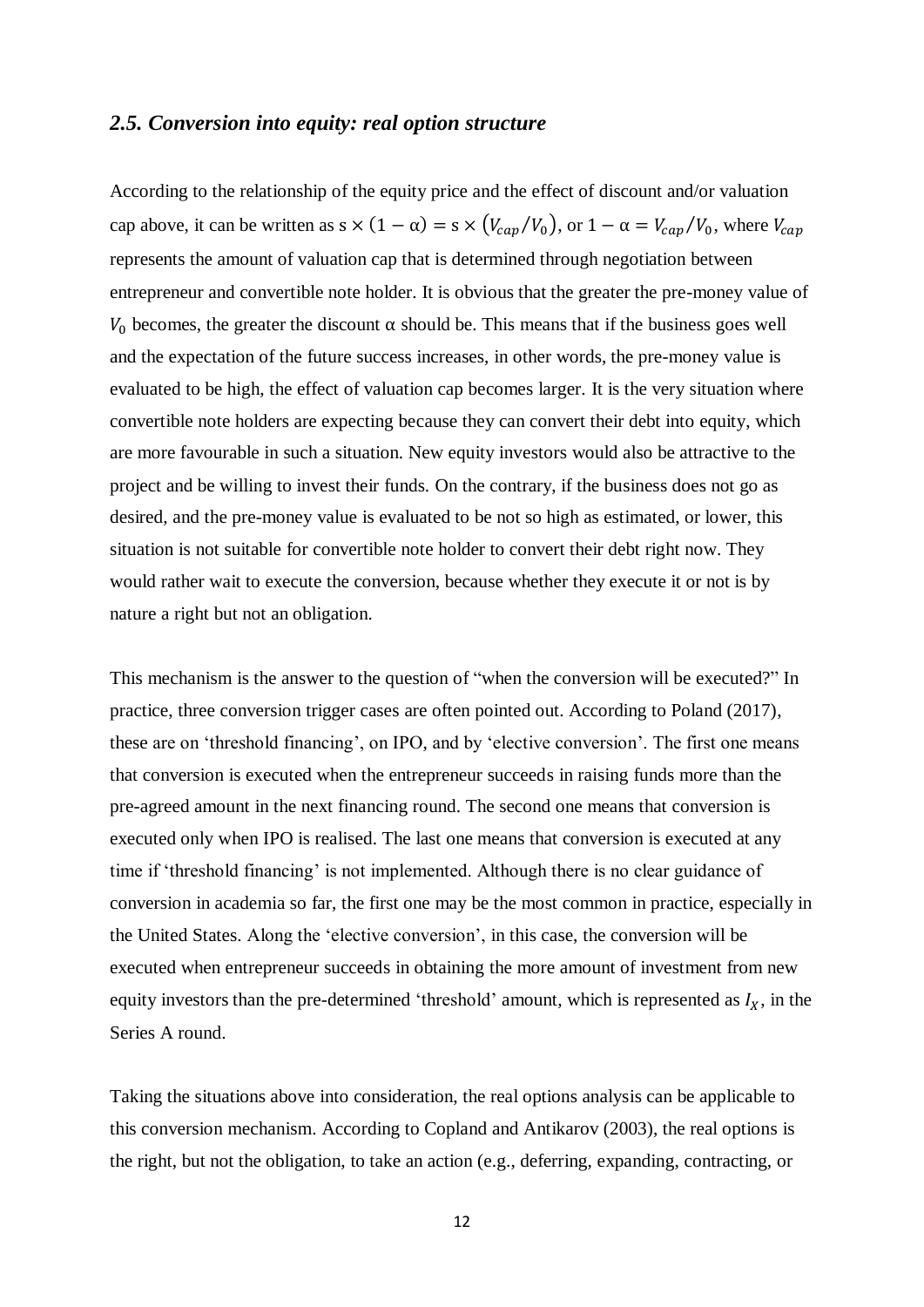### *2.5. Conversion into equity: real option structure*

According to the relationship of the equity price and the effect of discount and/or valuation cap above, it can be written as $s \times (1 - \alpha) = s \times (V_{cap}/V_0)$, or $1 - \alpha = V_{cap}/V_0$, where $V_{cap}$ represents the amount of valuation cap that is determined through negotiation between entrepreneur and convertible note holder. It is obvious that the greater the pre-money value of $V_0$ becomes, the greater the discount α should be. This means that if the business goes well and the expectation of the future success increases, in other words, the pre-money value is evaluated to be high, the effect of valuation cap becomes larger. It is the very situation where convertible note holders are expecting because they can convert their debt into equity, which are more favourable in such a situation. New equity investors would also be attractive to the project and be willing to invest their funds. On the contrary, if the business does not go as desired, and the pre-money value is evaluated to be not so high as estimated, or lower, this situation is not suitable for convertible note holder to convert their debt right now. They would rather wait to execute the conversion, because whether they execute it or not is by nature a right but not an obligation.

This mechanism is the answer to the question of "when the conversion will be executed?" In practice, three conversion trigger cases are often pointed out. According to Poland (2017), these are on 'threshold financing', on IPO, and by 'elective conversion'. The first one means that conversion is executed when the entrepreneur succeeds in raising funds more than the pre-agreed amount in the next financing round. The second one means that conversion is executed only when IPO is realised. The last one means that conversion is executed at any time if 'threshold financing' is not implemented. Although there is no clear guidance of conversion in academia so far, the first one may be the most common in practice, especially in the United States. Along the 'elective conversion', in this case, the conversion will be executed when entrepreneur succeeds in obtaining the more amount of investment from new equity investors than the pre-determined 'threshold' amount, which is represented as $I_X$, in the Series A round.

Taking the situations above into consideration, the real options analysis can be applicable to this conversion mechanism. According to Copland and Antikarov (2003), the real options is the right, but not the obligation, to take an action (e.g., deferring, expanding, contracting, or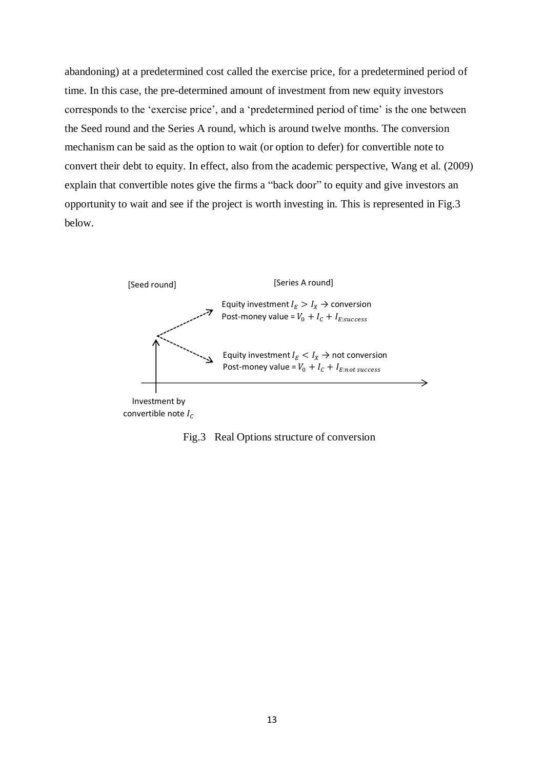abandoning) at a predetermined cost called the exercise price, for a predetermined period of time. In this case, the pre-determined amount of investment from new equity investors corresponds to the 'exercise price', and a 'predetermined period of time' is the one between the Seed round and the Series A round, which is around twelve months. The conversion mechanism can be said as the option to wait (or option to defer) for convertible note to convert their debt to equity. In effect, also from the academic perspective, Wang et al. (2009) explain that convertible notes give the firms a "back door" to equity and give investors an opportunity to wait and see if the project is worth investing in. This is represented in Fig.3 below.

[Seed round]

[Series A round]

Equity investment $I_E > I_X$ → conversion
Post-money value = $V_0 + I_C + I_{E:success}$

Equity investment $I_E < I_X$ → not conversion
Post-money value = $V_0 + I_C + I_{E:not\ success}$

Investment by convertible note $I_C$

Fig.3 Real Options structure of conversion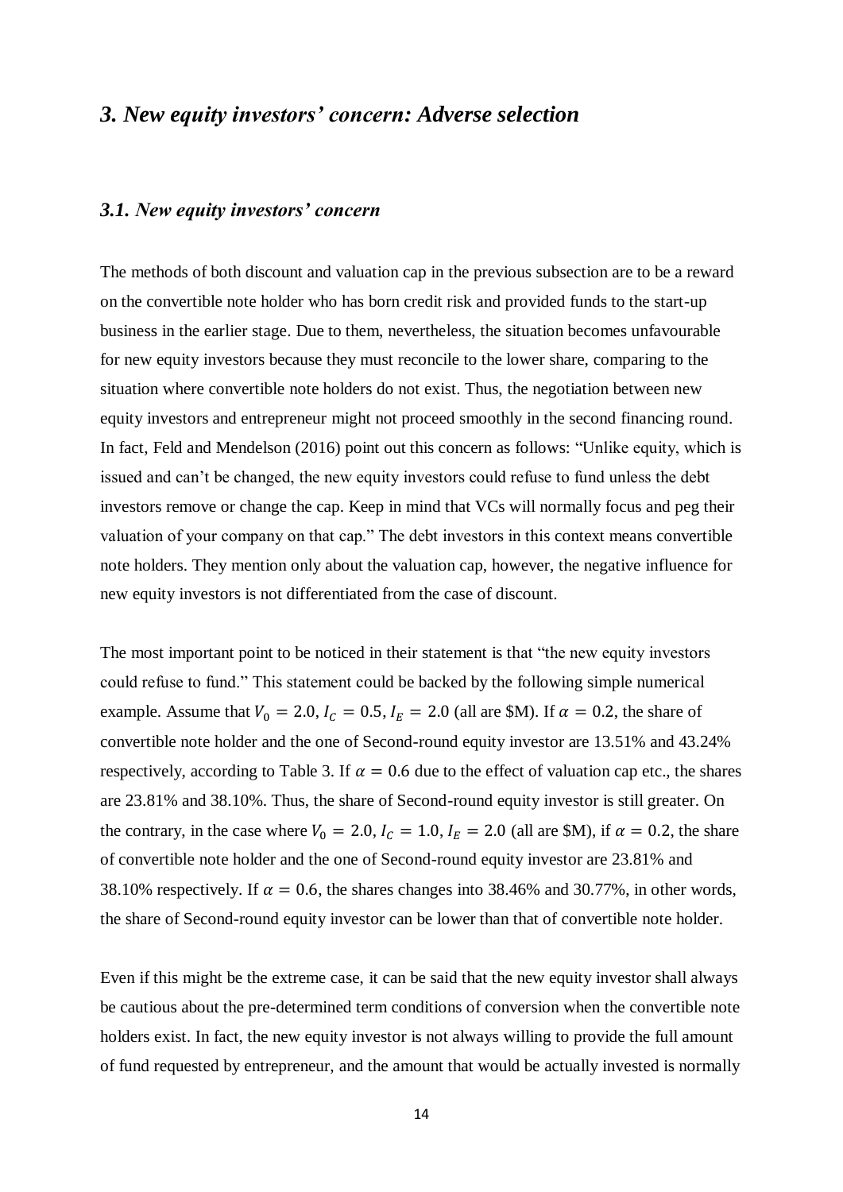## *3. New equity investors' concern: Adverse selection*

### *3.1. New equity investors' concern*

The methods of both discount and valuation cap in the previous subsection are to be a reward on the convertible note holder who has born credit risk and provided funds to the start-up business in the earlier stage. Due to them, nevertheless, the situation becomes unfavourable for new equity investors because they must reconcile to the lower share, comparing to the situation where convertible note holders do not exist. Thus, the negotiation between new equity investors and entrepreneur might not proceed smoothly in the second financing round. In fact, Feld and Mendelson (2016) point out this concern as follows: "Unlike equity, which is issued and can't be changed, the new equity investors could refuse to fund unless the debt investors remove or change the cap. Keep in mind that VCs will normally focus and peg their valuation of your company on that cap." The debt investors in this context means convertible note holders. They mention only about the valuation cap, however, the negative influence for new equity investors is not differentiated from the case of discount.

The most important point to be noticed in their statement is that "the new equity investors could refuse to fund." This statement could be backed by the following simple numerical example. Assume that $V_0 = 2.0, I_C = 0.5, I_E = 2.0$ (all are \$M). If $\alpha = 0.2$, the share of convertible note holder and the one of Second-round equity investor are 13.51% and 43.24% respectively, according to Table 3. If $\alpha = 0.6$ due to the effect of valuation cap etc., the shares are 23.81% and 38.10%. Thus, the share of Second-round equity investor is still greater. On the contrary, in the case where $V_0 = 2.0, I_C = 1.0, I_E = 2.0$ (all are \$M), if $\alpha = 0.2$, the share of convertible note holder and the one of Second-round equity investor are 23.81% and 38.10% respectively. If $\alpha = 0.6$, the shares changes into 38.46% and 30.77%, in other words, the share of Second-round equity investor can be lower than that of convertible note holder.

Even if this might be the extreme case, it can be said that the new equity investor shall always be cautious about the pre-determined term conditions of conversion when the convertible note holders exist. In fact, the new equity investor is not always willing to provide the full amount of fund requested by entrepreneur, and the amount that would be actually invested is normally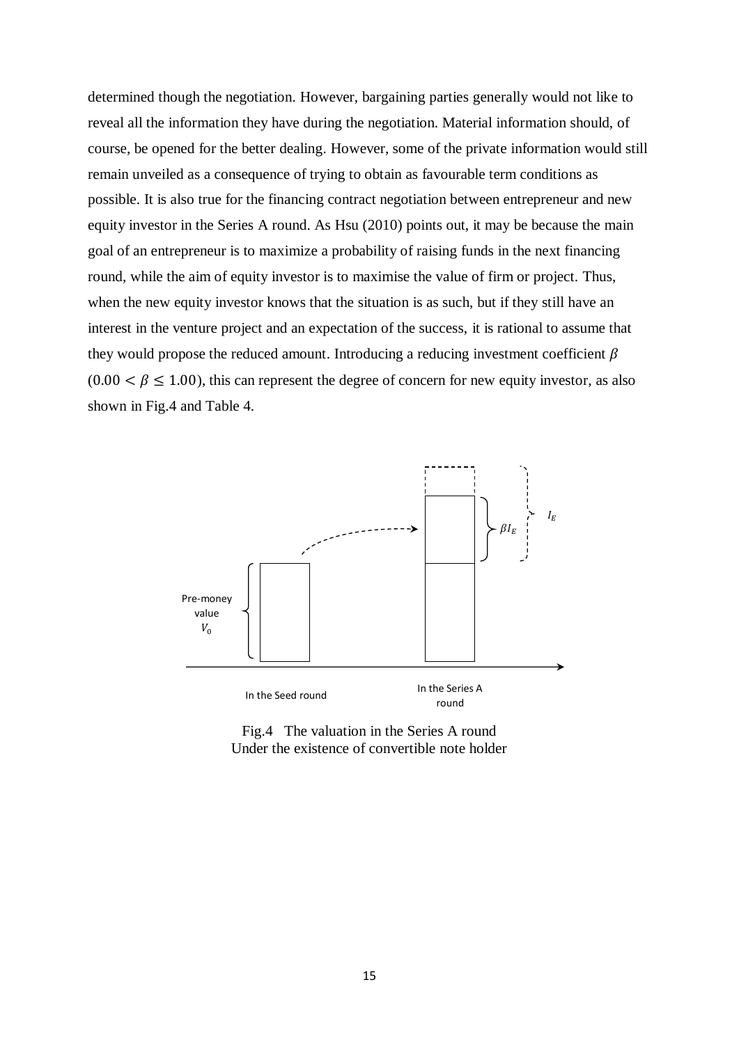determined though the negotiation. However, bargaining parties generally would not like to reveal all the information they have during the negotiation. Material information should, of course, be opened for the better dealing. However, some of the private information would still remain unveiled as a consequence of trying to obtain as favourable term conditions as possible. It is also true for the financing contract negotiation between entrepreneur and new equity investor in the Series A round. As Hsu (2010) points out, it may be because the main goal of an entrepreneur is to maximize a probability of raising funds in the next financing round, while the aim of equity investor is to maximise the value of firm or project. Thus, when the new equity investor knows that the situation is as such, but if they still have an interest in the venture project and an expectation of the success, it is rational to assume that they would propose the reduced amount. Introducing a reducing investment coefficient $\beta$ $(0.00 < \beta \leq 1.00)$, this can represent the degree of concern for new equity investor, as also shown in Fig.4 and Table 4.

Pre-money value $V_0$

$\beta I_E$

$I_E$

In the Seed round

In the Series A round

Fig.4 The valuation in the Series A round
Under the existence of convertible note holder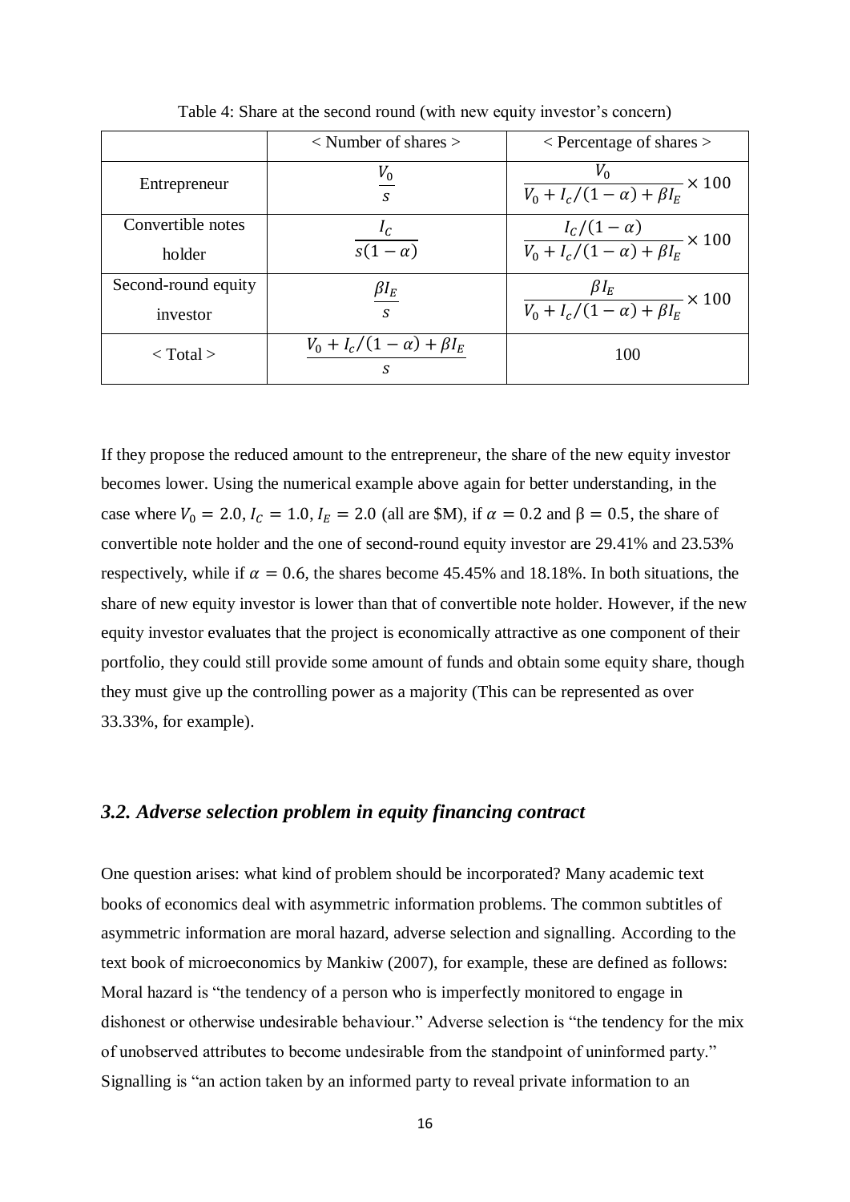Table 4: Share at the second round (with new equity investor's concern)

| | < Number of shares > | < Percentage of shares > |
|---|---|---|
| Entrepreneur | $\frac{V_0}{s}$ | $\frac{V_0}{V_0 + I_c/(1-\alpha) + \beta I_E} \times 100$ |
| Convertible notes holder | $\frac{I_C}{s(1-\alpha)}$ | $\frac{I_c/(1-\alpha)}{V_0 + I_c/(1-\alpha) + \beta I_E} \times 100$ |
| Second-round equity investor | $\frac{\beta I_E}{s}$ | $\frac{\beta I_E}{V_0 + I_c/(1-\alpha) + \beta I_E} \times 100$ |
| < Total > | $\frac{V_0 + I_c/(1-\alpha) + \beta I_E}{s}$ | 100 |

If they propose the reduced amount to the entrepreneur, the share of the new equity investor becomes lower. Using the numerical example above again for better understanding, in the case where $V_0 = 2.0, I_C = 1.0, I_E = 2.0$ (all are \$M), if $\alpha = 0.2$ and $\beta = 0.5$, the share of convertible note holder and the one of second-round equity investor are 29.41% and 23.53% respectively, while if $\alpha = 0.6$, the shares become 45.45% and 18.18%. In both situations, the share of new equity investor is lower than that of convertible note holder. However, if the new equity investor evaluates that the project is economically attractive as one component of their portfolio, they could still provide some amount of funds and obtain some equity share, though they must give up the controlling power as a majority (This can be represented as over 33.33%, for example).

### *3.2. Adverse selection problem in equity financing contract*

One question arises: what kind of problem should be incorporated? Many academic text books of economics deal with asymmetric information problems. The common subtitles of asymmetric information are moral hazard, adverse selection and signalling. According to the text book of microeconomics by Mankiw (2007), for example, these are defined as follows: Moral hazard is "the tendency of a person who is imperfectly monitored to engage in dishonest or otherwise undesirable behaviour." Adverse selection is "the tendency for the mix of unobserved attributes to become undesirable from the standpoint of uninformed party." Signalling is "an action taken by an informed party to reveal private information to an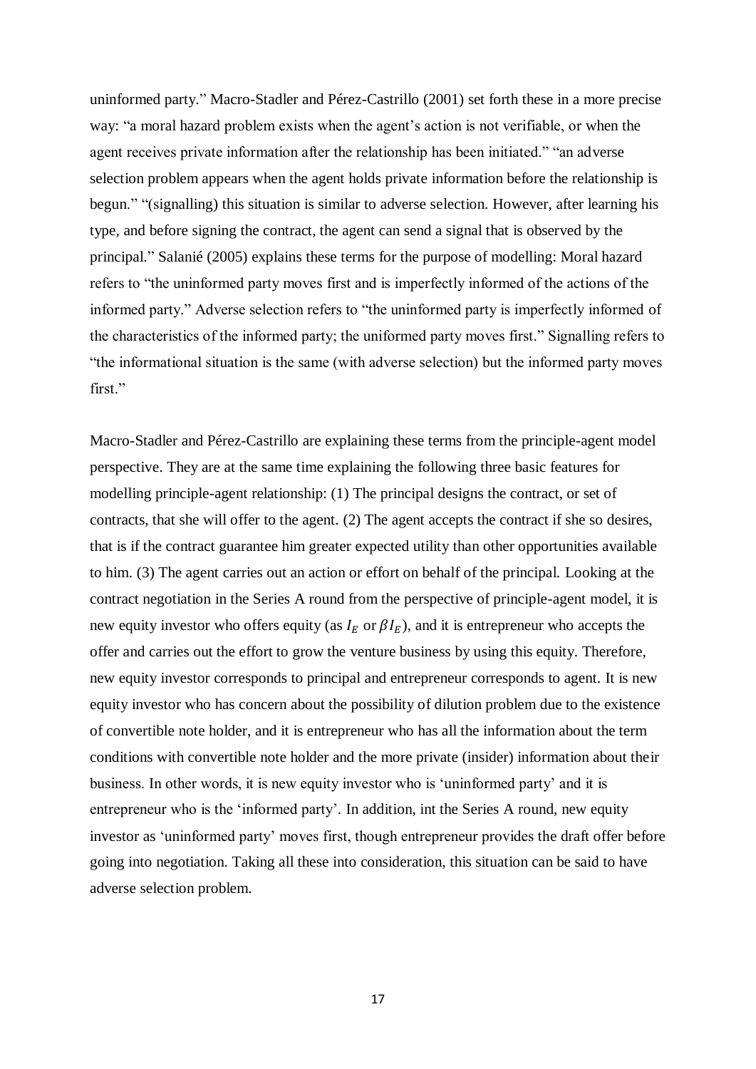uninformed party." Macro-Stadler and Pérez-Castrillo (2001) set forth these in a more precise way: "a moral hazard problem exists when the agent's action is not verifiable, or when the agent receives private information after the relationship has been initiated." "an adverse selection problem appears when the agent holds private information before the relationship is begun." "(signalling) this situation is similar to adverse selection. However, after learning his type, and before signing the contract, the agent can send a signal that is observed by the principal." Salanié (2005) explains these terms for the purpose of modelling: Moral hazard refers to "the uninformed party moves first and is imperfectly informed of the actions of the informed party." Adverse selection refers to "the uninformed party is imperfectly informed of the characteristics of the informed party; the uformed party moves first." Signalling refers to "the informational situation is the same (with adverse selection) but the informed party moves first."

Macro-Stadler and Pérez-Castrillo are explaining these terms from the principle-agent model perspective. They are at the same time explaining the following three basic features for modelling principle-agent relationship: (1) The principal designs the contract, or set of contracts, that she will offer to the agent. (2) The agent accepts the contract if she so desires, that is if the contract guarantee him greater expected utility than other opportunities available to him. (3) The agent carries out an action or effort on behalf of the principal. Looking at the contract negotiation in the Series A round from the perspective of principle-agent model, it is new equity investor who offers equity (as $I_E$ or $\beta I_E$), and it is entrepreneur who accepts the offer and carries out the effort to grow the venture business by using this equity. Therefore, new equity investor corresponds to principal and entrepreneur corresponds to agent. It is new equity investor who has concern about the possibility of dilution problem due to the existence of convertible note holder, and it is entrepreneur who has all the information about the term conditions with convertible note holder and the more private (insider) information about their business. In other words, it is new equity investor who is 'uninformed party' and it is entrepreneur who is the 'informed party'. In addition, int the Series A round, new equity investor as 'uninformed party' moves first, though entrepreneur provides the draft offer before going into negotiation. Taking all these into consideration, this situation can be said to have adverse selection problem.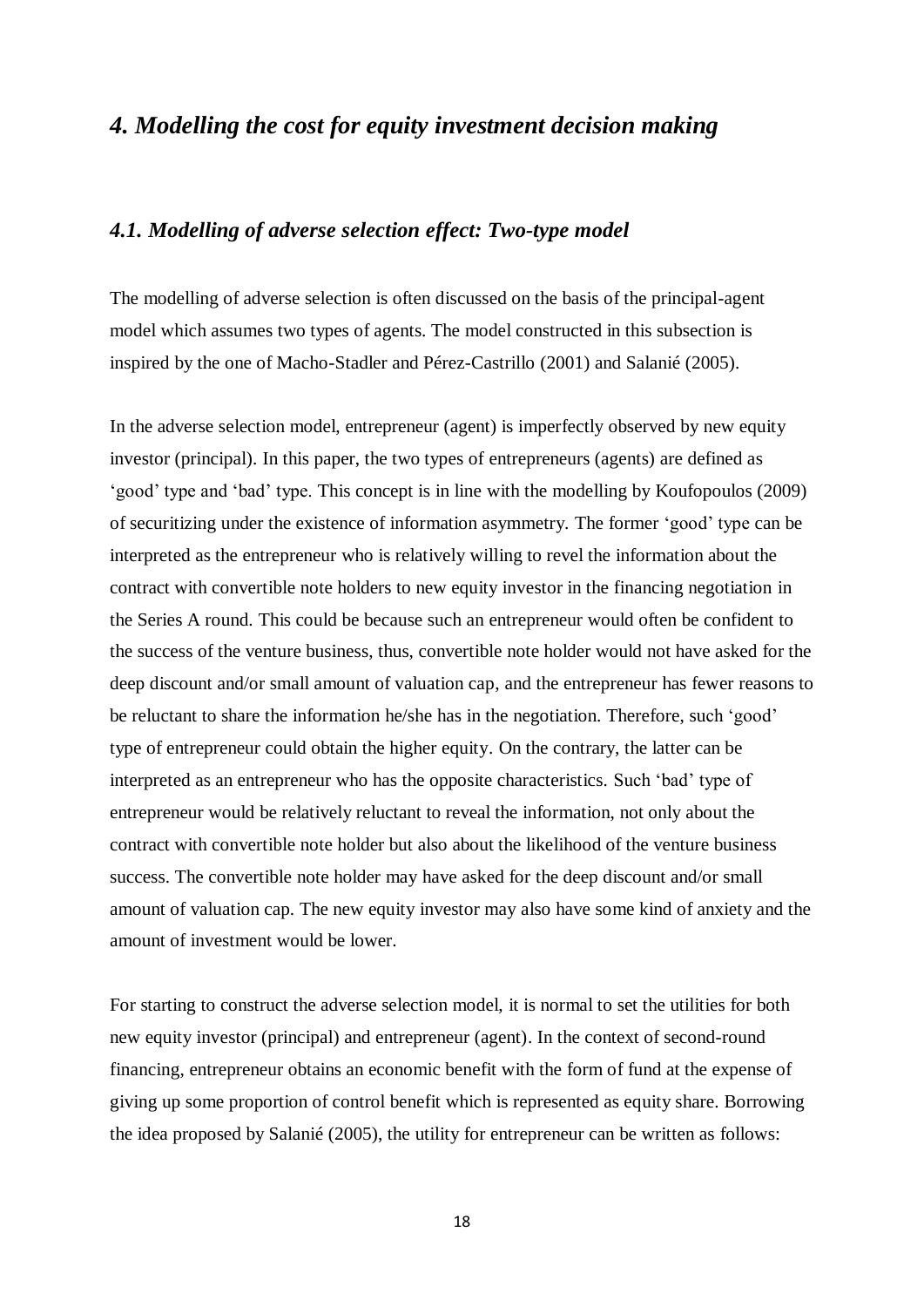## *4. Modelling the cost for equity investment decision making*

### *4.1. Modelling of adverse selection effect: Two-type model*

The modelling of adverse selection is often discussed on the basis of the principal-agent model which assumes two types of agents. The model constructed in this subsection is inspired by the one of Macho-Stadler and Pérez-Castrillo (2001) and Salanié (2005).

In the adverse selection model, entrepreneur (agent) is imperfectly observed by new equity investor (principal). In this paper, the two types of entrepreneurs (agents) are defined as 'good' type and 'bad' type. This concept is in line with the modelling by Koufopoulos (2009) of securitizing under the existence of information asymmetry. The former 'good' type can be interpreted as the entrepreneur who is relatively willing to revel the information about the contract with convertible note holders to new equity investor in the financing negotiation in the Series A round. This could be because such an entrepreneur would often be confident to the success of the venture business, thus, convertible note holder would not have asked for the deep discount and/or small amount of valuation cap, and the entrepreneur has fewer reasons to be reluctant to share the information he/she has in the negotiation. Therefore, such 'good' type of entrepreneur could obtain the higher equity. On the contrary, the latter can be interpreted as an entrepreneur who has the opposite characteristics. Such 'bad' type of entrepreneur would be relatively reluctant to reveal the information, not only about the contract with convertible note holder but also about the likelihood of the venture business success. The convertible note holder may have asked for the deep discount and/or small amount of valuation cap. The new equity investor may also have some kind of anxiety and the amount of investment would be lower.

For starting to construct the adverse selection model, it is normal to set the utilities for both new equity investor (principal) and entrepreneur (agent). In the context of second-round financing, entrepreneur obtains an economic benefit with the form of fund at the expense of giving up some proportion of control benefit which is represented as equity share. Borrowing the idea proposed by Salanié (2005), the utility for entrepreneur can be written as follows: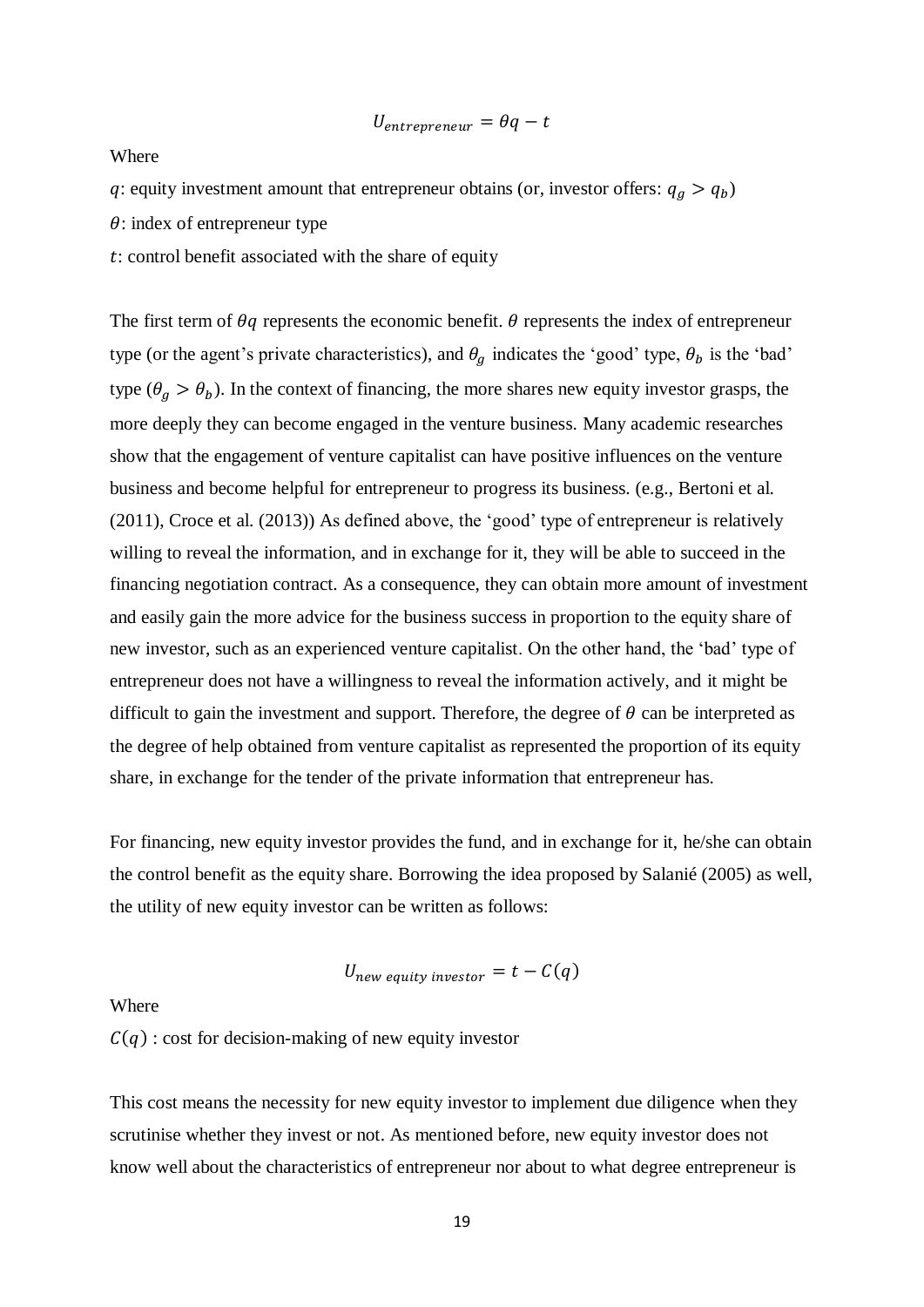$$U_{entrepreneur} = \theta q - t$$

Where

$q$: equity investment amount that entrepreneur obtains (or, investor offers: $q_g > q_b$)

$\theta$: index of entrepreneur type

$t$: control benefit associated with the share of equity

The first term of $\theta q$ represents the economic benefit. $\theta$ represents the index of entrepreneur type (or the agent's private characteristics), and $\theta_g$ indicates the 'good' type, $\theta_b$ is the 'bad' type ($\theta_g > \theta_b$). In the context of financing, the more shares new equity investor grasps, the more deeply they can become engaged in the venture business. Many academic researches show that the engagement of venture capitalist can have positive influences on the venture business and become helpful for entrepreneur to progress its business. (e.g., Bertoni et al. (2011), Croce et al. (2013)) As defined above, the 'good' type of entrepreneur is relatively willing to reveal the information, and in exchange for it, they will be able to succeed in the financing negotiation contract. As a consequence, they can obtain more amount of investment and easily gain the more advice for the business success in proportion to the equity share of new investor, such as an experienced venture capitalist. On the other hand, the 'bad' type of entrepreneur does not have a willingness to reveal the information actively, and it might be difficult to gain the investment and support. Therefore, the degree of $\theta$ can be interpreted as the degree of help obtained from venture capitalist as represented the proportion of its equity share, in exchange for the tender of the private information that entrepreneur has.

For financing, new equity investor provides the fund, and in exchange for it, he/she can obtain the control benefit as the equity share. Borrowing the idea proposed by Salanié (2005) as well, the utility of new equity investor can be written as follows:

$$U_{new\ equity\ investor} = t - C(q)$$

Where

$C(q)$ : cost for decision-making of new equity investor

This cost means the necessity for new equity investor to implement due diligence when they scrutinise whether they invest or not. As mentioned before, new equity investor does not know well about the characteristics of entrepreneur nor about to what degree entrepreneur is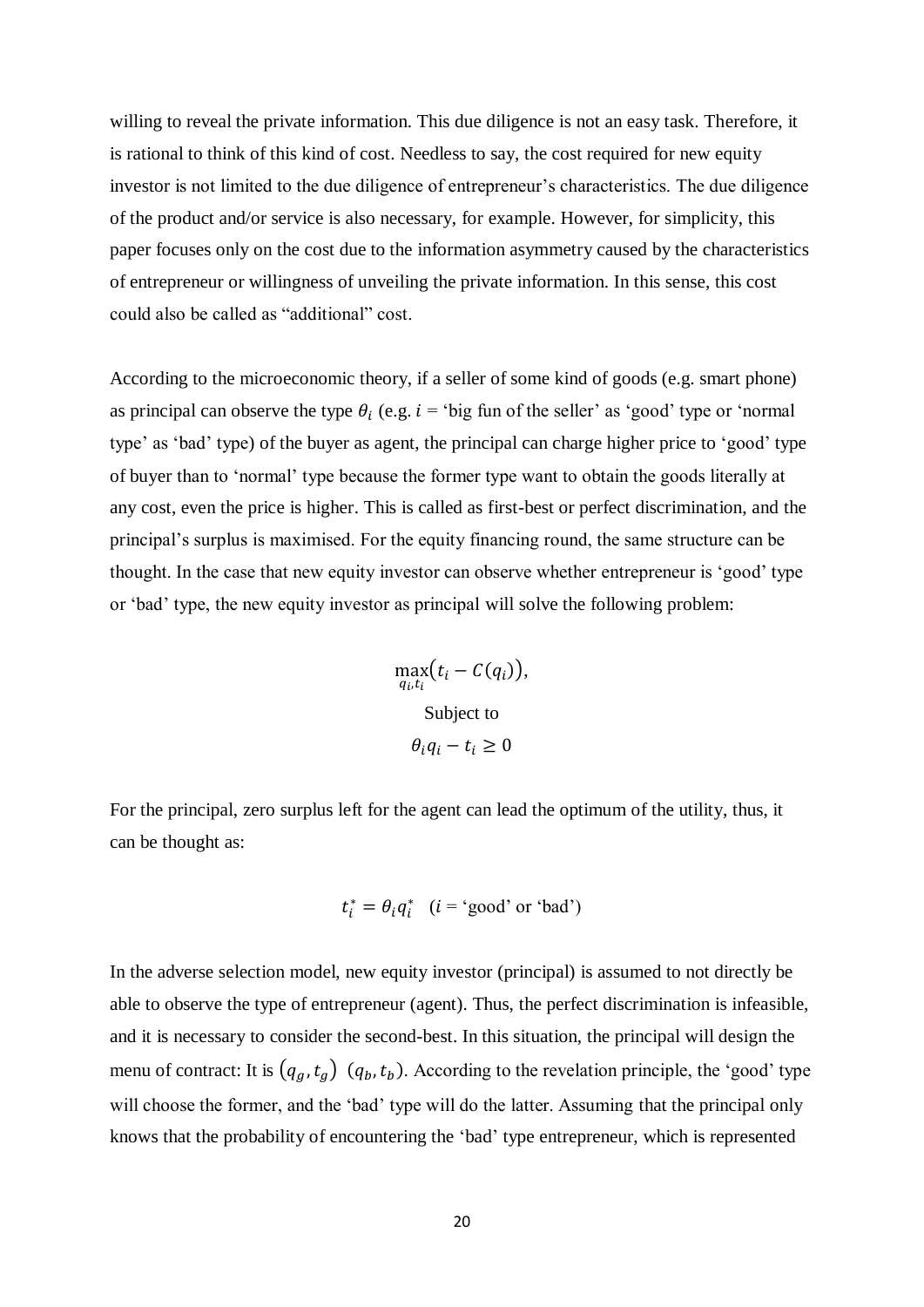willing to reveal the private information. This due diligence is not an easy task. Therefore, it is rational to think of this kind of cost. Needless to say, the cost required for new equity investor is not limited to the due diligence of entrepreneur's characteristics. The due diligence of the product and/or service is also necessary, for example. However, for simplicity, this paper focuses only on the cost due to the information asymmetry caused by the characteristics of entrepreneur or willingness of unveiling the private information. In this sense, this cost could also be called as "additional" cost.

According to the microeconomic theory, if a seller of some kind of goods (e.g. smart phone) as principal can observe the type $\theta_i$ (e.g. $i$ = 'big fun of the seller' as 'good' type or 'normal type' as 'bad' type) of the buyer as agent, the principal can charge higher price to 'good' type of buyer than to 'normal' type because the former type want to obtain the goods literally at any cost, even the price is higher. This is called as first-best or perfect discrimination, and the principal's surplus is maximised. For the equity financing round, the same structure can be thought. In the case that new equity investor can observe whether entrepreneur is 'good' type or 'bad' type, the new equity investor as principal will solve the following problem:

$$\max_{q_i, t_i}\left(t_i - C(q_i)\right),$$

$$\text{Subject to}$$

$$\theta_i q_i - t_i \geq 0$$

For the principal, zero surplus left for the agent can lead the optimum of the utility, thus, it can be thought as:

$$t_i^* = \theta_i q_i^* \quad (i = \text{'good' or 'bad'})$$

In the adverse selection model, new equity investor (principal) is assumed to not directly be able to observe the type of entrepreneur (agent). Thus, the perfect discrimination is infeasible, and it is necessary to consider the second-best. In this situation, the principal will design the menu of contract: It is $(q_g, t_g)$ $(q_b, t_b)$. According to the revelation principle, the 'good' type will choose the former, and the 'bad' type will do the latter. Assuming that the principal only knows that the probability of encountering the 'bad' type entrepreneur, which is represented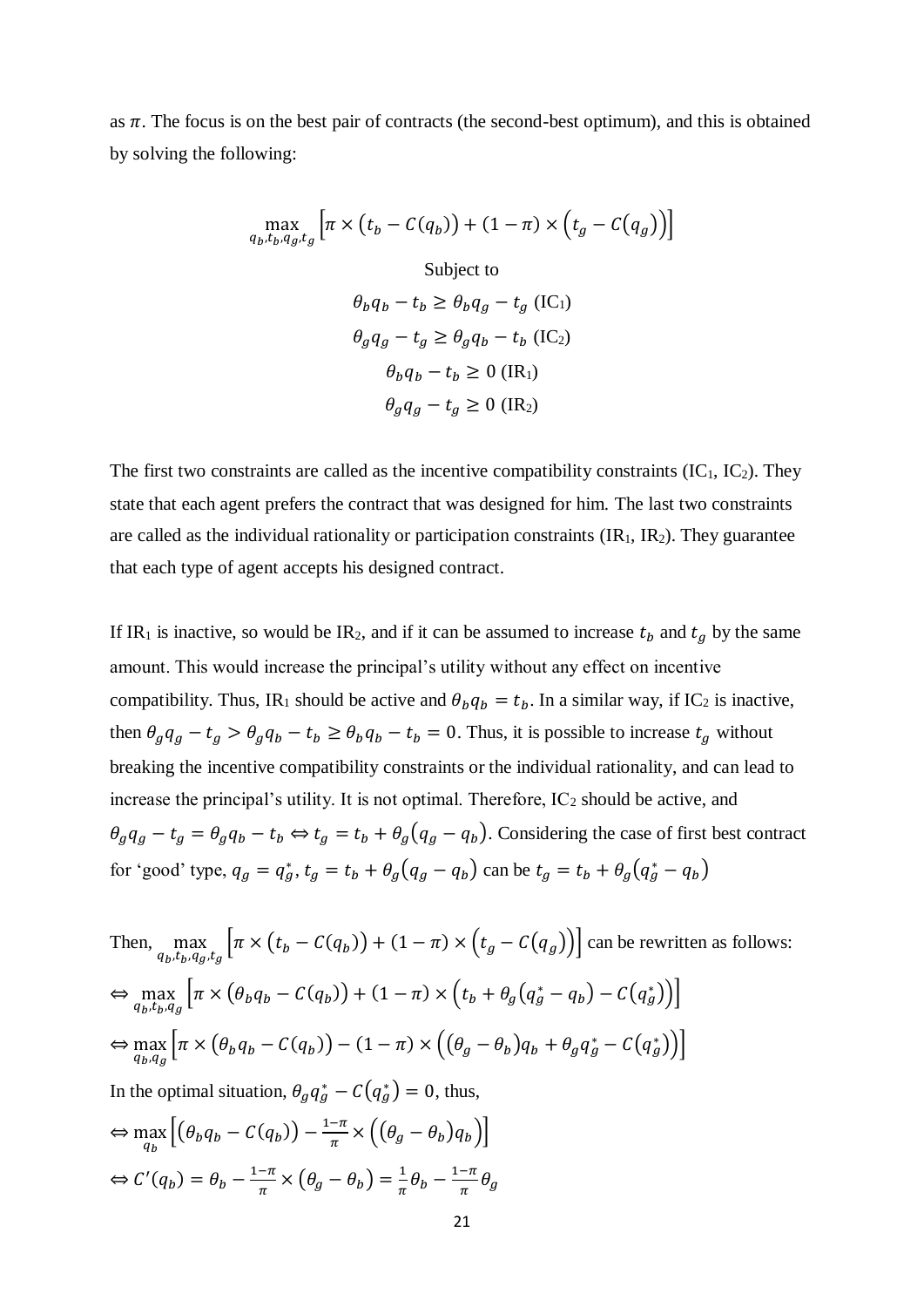as $\pi$. The focus is on the best pair of contracts (the second-best optimum), and this is obtained by solving the following:

$$\max_{q_b, t_b, q_g, t_g} \left[\pi \times \left(t_b - C(q_b)\right) + (1-\pi) \times \left(t_g - C(q_g)\right)\right]$$

$$\text{Subject to}$$

$$\theta_b q_b - t_b \geq \theta_b q_g - t_g \text{ (IC}_1\text{)}$$

$$\theta_g q_g - t_g \geq \theta_g q_b - t_b \text{ (IC}_2\text{)}$$

$$\theta_b q_b - t_b \geq 0 \text{ (IR}_1\text{)}$$

$$\theta_g q_g - t_g \geq 0 \text{ (IR}_2\text{)}$$

The first two constraints are called as the incentive compatibility constraints ($IC_1$, $IC_2$). They state that each agent prefers the contract that was designed for him. The last two constraints are called as the individual rationality or participation constraints ($IR_1$, $IR_2$). They guarantee that each type of agent accepts his designed contract.

If $IR_1$ is inactive, so would be $IR_2$, and if it can be assumed to increase $t_b$ and $t_g$ by the same amount. This would increase the principal's utility without any effect on incentive compatibility. Thus, $IR_1$ should be active and $\theta_b q_b = t_b$. In a similar way, if $IC_2$ is inactive, then $\theta_g q_g - t_g > \theta_g q_b - t_b \geq \theta_b q_b - t_b = 0$. Thus, it is possible to increase $t_g$ without breaking the incentive compatibility constraints or the individual rationality, and can lead to increase the principal's utility. It is not optimal. Therefore, $IC_2$ should be active, and $\theta_g q_g - t_g = \theta_g q_b - t_b \Leftrightarrow t_g = t_b + \theta_g(q_g - q_b)$. Considering the case of first best contract for 'good' type, $q_g = q_g^*$, $t_g = t_b + \theta_g(q_g - q_b)$ can be $t_g = t_b + \theta_g(q_g^* - q_b)$

Then, $\max_{q_b, t_b, q_g, t_g} \left[\pi \times \left(t_b - C(q_b)\right) + (1-\pi) \times \left(t_g - C(q_g)\right)\right]$ can be rewritten as follows:

$\Leftrightarrow \max_{q_b, t_b, q_g} \left[\pi \times \left(\theta_b q_b - C(q_b)\right) + (1-\pi) \times \left(t_b + \theta_g(q_g^* - q_b) - C(q_g^*)\right)\right]$

$\Leftrightarrow \max_{q_b, q_g} \left[\pi \times \left(\theta_b q_b - C(q_b)\right) - (1-\pi) \times \left((\theta_g - \theta_b)q_b + \theta_g q_g^* - C(q_g^*)\right)\right]$

In the optimal situation, $\theta_g q_g^* - C(q_g^*) = 0$, thus,

$\Leftrightarrow \max_{q_b} \left[\left(\theta_b q_b - C(q_b)\right) - \frac{1-\pi}{\pi} \times \left((\theta_g - \theta_b)q_b\right)\right]$

$\Leftrightarrow C'(q_b) = \theta_b - \frac{1-\pi}{\pi} \times (\theta_g - \theta_b) = \frac{1}{\pi}\theta_b - \frac{1-\pi}{\pi}\theta_g$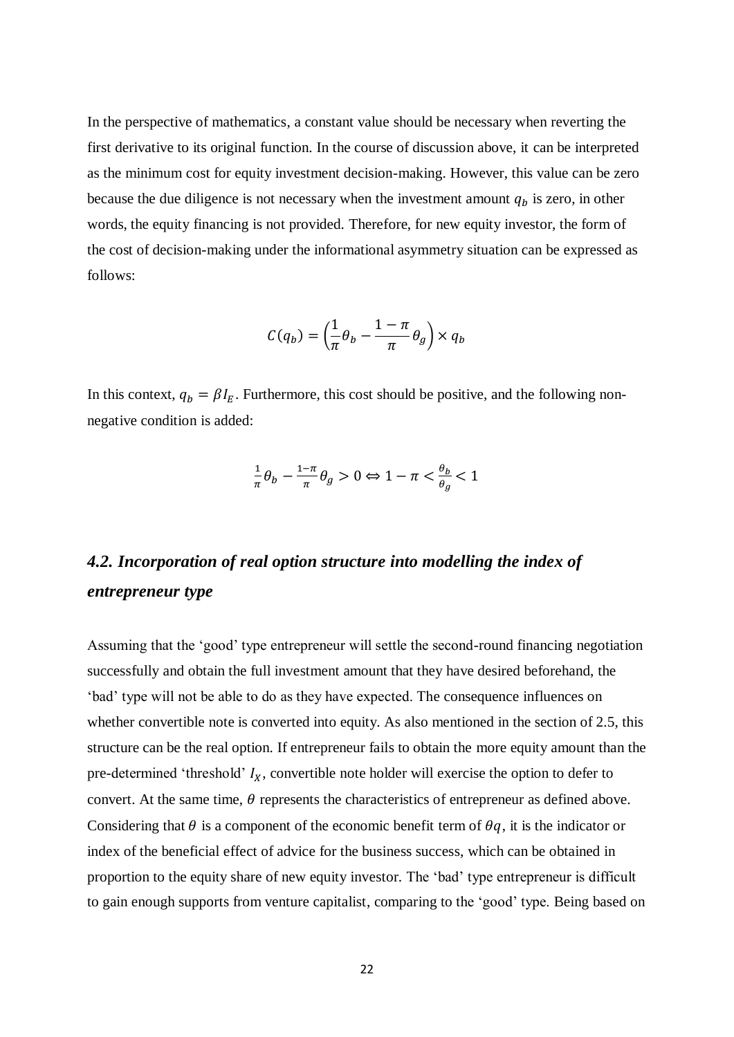In the perspective of mathematics, a constant value should be necessary when reverting the first derivative to its original function. In the course of discussion above, it can be interpreted as the minimum cost for equity investment decision-making. However, this value can be zero because the due diligence is not necessary when the investment amount $q_b$ is zero, in other words, the equity financing is not provided. Therefore, for new equity investor, the form of the cost of decision-making under the informational asymmetry situation can be expressed as follows:

$$C(q_b) = \left(\frac{1}{\pi}\theta_b - \frac{1-\pi}{\pi}\theta_g\right) \times q_b$$

In this context, $q_b = \beta I_E$. Furthermore, this cost should be positive, and the following non-negative condition is added:

$$\frac{1}{\pi}\theta_b - \frac{1-\pi}{\pi}\theta_g > 0 \Leftrightarrow 1 - \pi < \frac{\theta_b}{\theta_g} < 1$$

## *4.2. Incorporation of real option structure into modelling the index of entrepreneur type*

Assuming that the 'good' type entrepreneur will settle the second-round financing negotiation successfully and obtain the full investment amount that they have desired beforehand, the 'bad' type will not be able to do as they have expected. The consequence influences on whether convertible note is converted into equity. As also mentioned in the section of 2.5, this structure can be the real option. If entrepreneur fails to obtain the more equity amount than the pre-determined 'threshold' $I_X$, convertible note holder will exercise the option to defer to convert. At the same time, $\theta$ represents the characteristics of entrepreneur as defined above. Considering that $\theta$ is a component of the economic benefit term of $\theta q$, it is the indicator or index of the beneficial effect of advice for the business success, which can be obtained in proportion to the equity share of new equity investor. The 'bad' type entrepreneur is difficult to gain enough supports from venture capitalist, comparing to the 'good' type. Being based on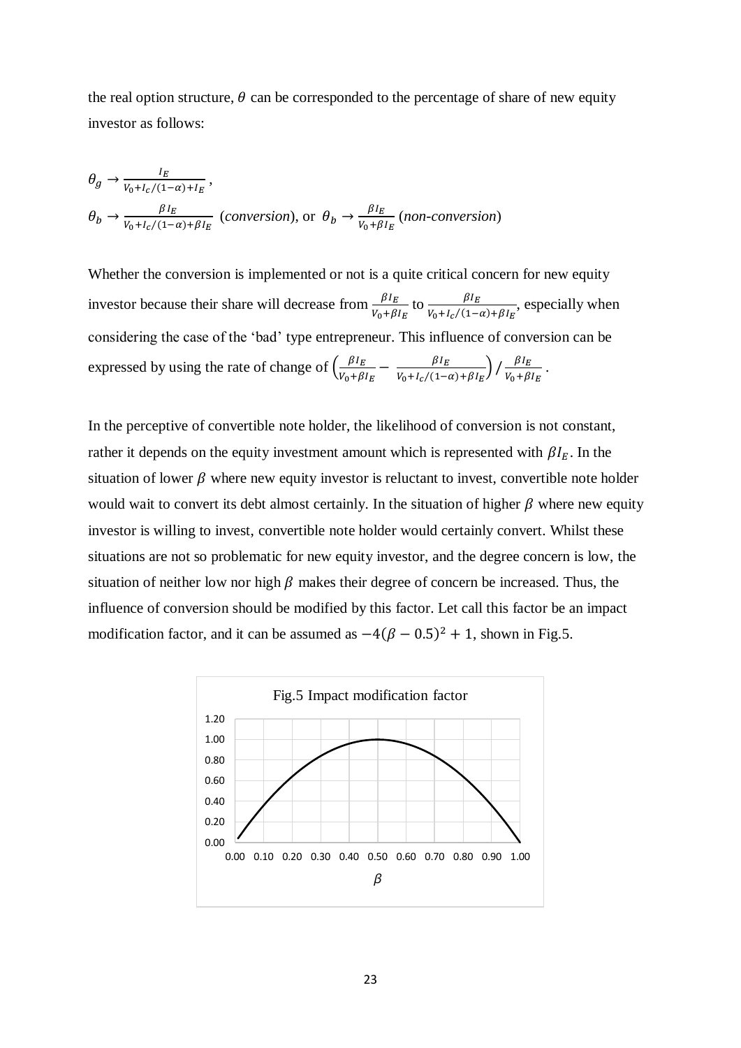the real option structure, $\theta$ can be corresponded to the percentage of share of new equity investor as follows:

$$\theta_g \rightarrow \frac{I_E}{V_0 + I_c/(1-\alpha) + I_E},$$

$$\theta_b \rightarrow \frac{\beta I_E}{V_0 + I_c/(1-\alpha) + \beta I_E} \text{ (*conversion*), or } \theta_b \rightarrow \frac{\beta I_E}{V_0 + \beta I_E} \text{ (*non-conversion*)}$$

Whether the conversion is implemented or not is a quite critical concern for new equity investor because their share will decrease from $\frac{\beta I_E}{V_0+\beta I_E}$ to $\frac{\beta I_E}{V_0+I_c/(1-\alpha)+\beta I_E}$, especially when considering the case of the 'bad' type entrepreneur. This influence of conversion can be expressed by using the rate of change of $\left(\frac{\beta I_E}{V_0+\beta I_E} - \frac{\beta I_E}{V_0+I_c/(1-\alpha)+\beta I_E}\right) / \frac{\beta I_E}{V_0+\beta I_E}$.

In the perceptive of convertible note holder, the likelihood of conversion is not constant, rather it depends on the equity investment amount which is represented with $\beta I_E$. In the situation of lower $\beta$ where new equity investor is reluctant to invest, convertible note holder would wait to convert its debt almost certainly. In the situation of higher $\beta$ where new equity investor is willing to invest, convertible note holder would certainly convert. Whilst these situations are not so problematic for new equity investor, and the degree concern is low, the situation of neither low nor high $\beta$ makes their degree of concern be increased. Thus, the influence of conversion should be modified by this factor. Let call this factor be an impact modification factor, and it can be assumed as $-4(\beta - 0.5)^2 + 1$, shown in Fig.5.

Fig.5 Impact modification factor

1.20
1.00
0.80
0.60
0.40
0.20
0.00

0.00 0.10 0.20 0.30 0.40 0.50 0.60 0.70 0.80 0.90 1.00

$\beta$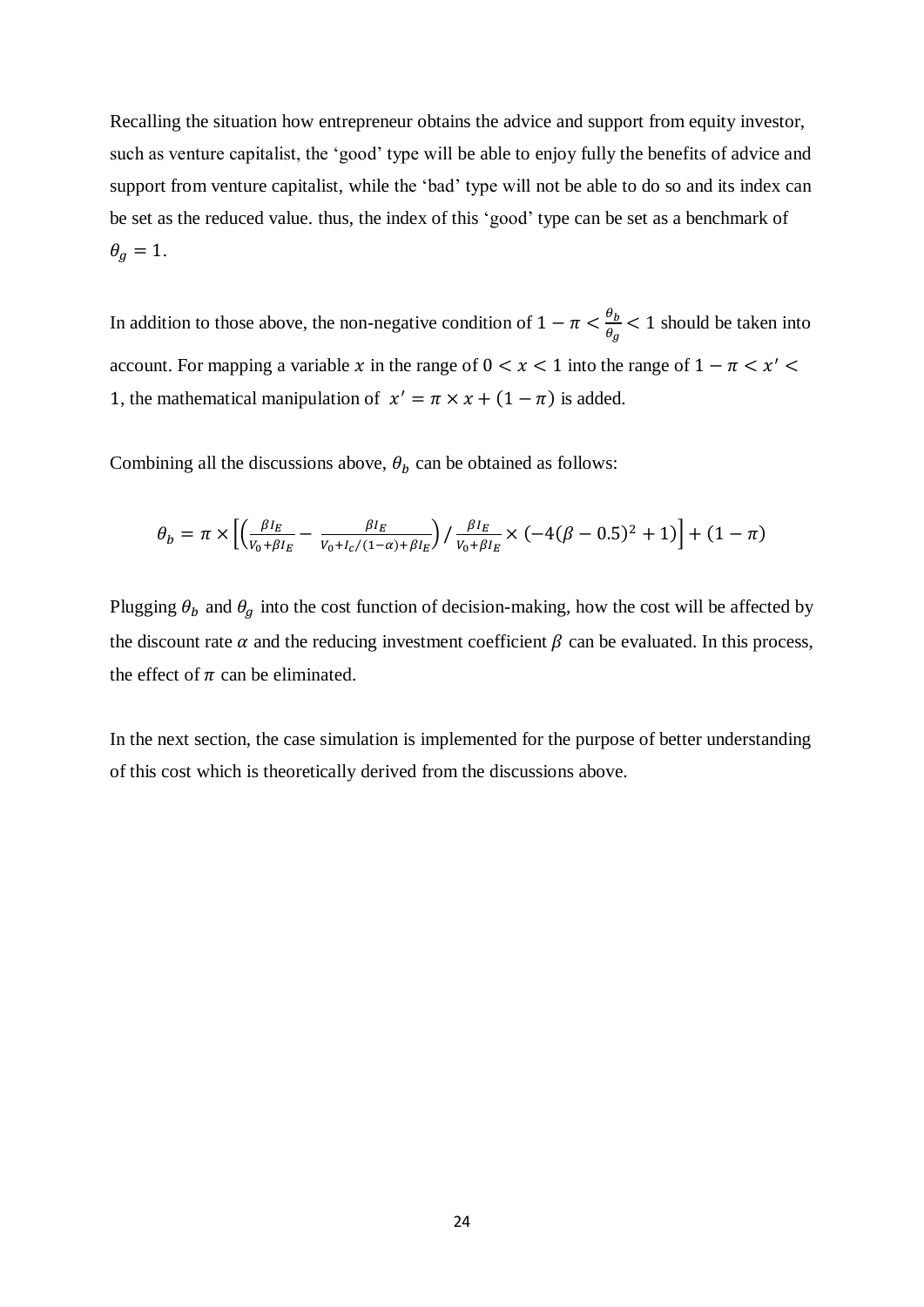Recalling the situation how entrepreneur obtains the advice and support from equity investor, such as venture capitalist, the 'good' type will be able to enjoy fully the benefits of advice and support from venture capitalist, while the 'bad' type will not be able to do so and its index can be set as the reduced value. thus, the index of this 'good' type can be set as a benchmark of $\theta_g = 1$.

In addition to those above, the non-negative condition of $1 - \pi < \frac{\theta_b}{\theta_g} < 1$ should be taken into account. For mapping a variable $x$ in the range of $0 < x < 1$ into the range of $1 - \pi < x' < 1$, the mathematical manipulation of $x' = \pi \times x + (1 - \pi)$ is added.

Combining all the discussions above, $\theta_b$ can be obtained as follows:

$$\theta_b = \pi \times \left[ \left( \frac{\beta I_E}{V_0 + \beta I_E} - \frac{\beta I_E}{V_0 + I_c/(1-\alpha) + \beta I_E} \right) / \frac{\beta I_E}{V_0 + \beta I_E} \times \left( -4(\beta - 0.5)^2 + 1 \right) \right] + (1 - \pi)$$

Plugging $\theta_b$ and $\theta_g$ into the cost function of decision-making, how the cost will be affected by the discount rate $\alpha$ and the reducing investment coefficient $\beta$ can be evaluated. In this process, the effect of $\pi$ can be eliminated.

In the next section, the case simulation is implemented for the purpose of better understanding of this cost which is theoretically derived from the discussions above.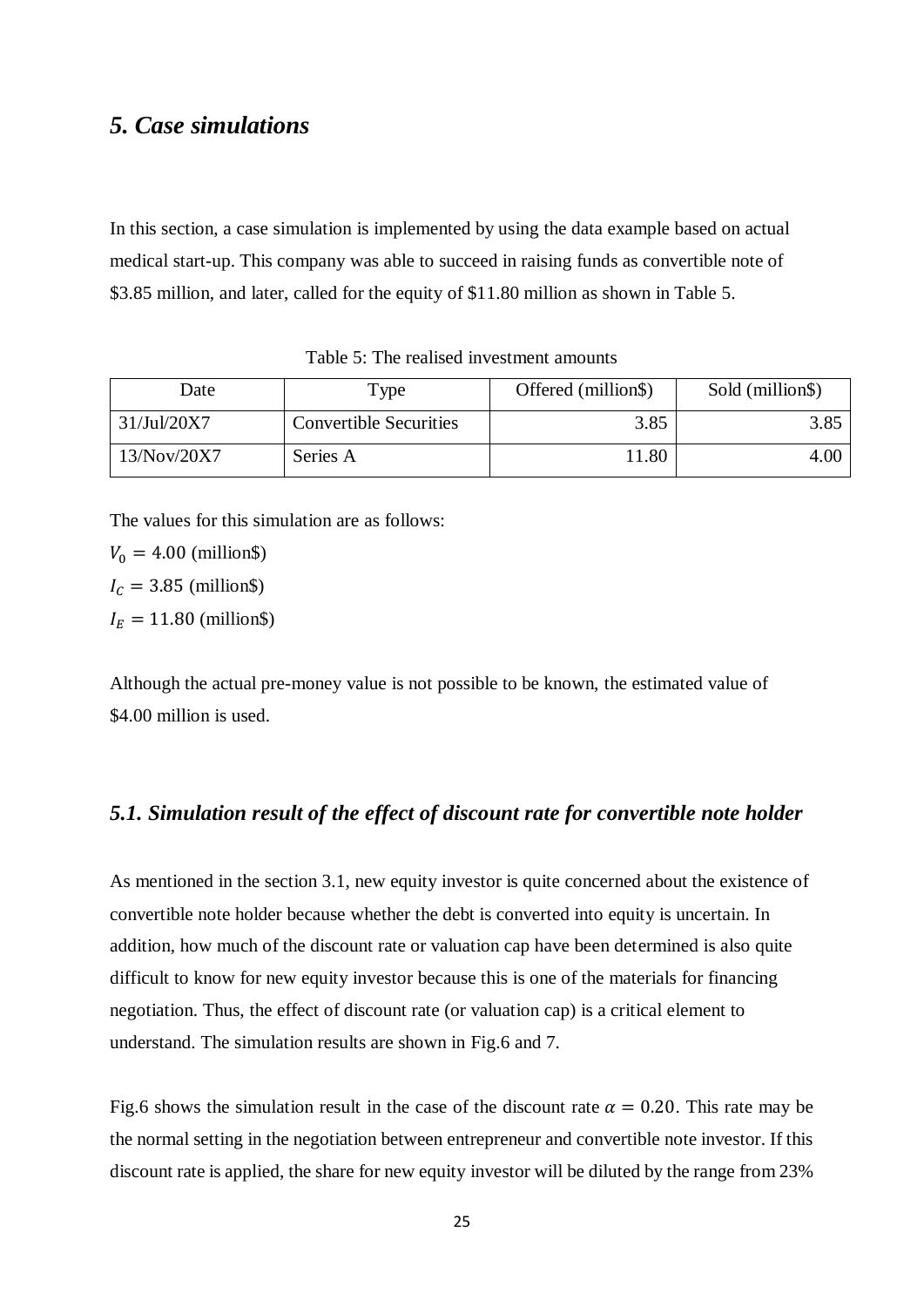## *5. Case simulations*

In this section, a case simulation is implemented by using the data example based on actual medical start-up. This company was able to succeed in raising funds as convertible note of \$3.85 million, and later, called for the equity of \$11.80 million as shown in Table 5.

Table 5: The realised investment amounts

| Date | Type | Offered (million\$) | Sold (million\$) |
|---|---|---|---|
| 31/Jul/20X7 | Convertible Securities | 3.85 | 3.85 |
| 13/Nov/20X7 | Series A | 11.80 | 4.00 |

The values for this simulation are as follows:

$V_0 = 4.00$ (million\$)

$I_C = 3.85$ (million\$)

$I_E = 11.80$ (million\$)

Although the actual pre-money value is not possible to be known, the estimated value of \$4.00 million is used.

### *5.1. Simulation result of the effect of discount rate for convertible note holder*

As mentioned in the section 3.1, new equity investor is quite concerned about the existence of convertible note holder because whether the debt is converted into equity is uncertain. In addition, how much of the discount rate or valuation cap have been determined is also quite difficult to know for new equity investor because this is one of the materials for financing negotiation. Thus, the effect of discount rate (or valuation cap) is a critical element to understand. The simulation results are shown in Fig.6 and 7.

Fig.6 shows the simulation result in the case of the discount rate $\alpha = 0.20$. This rate may be the normal setting in the negotiation between entrepreneur and convertible note investor. If this discount rate is applied, the share for new equity investor will be diluted by the range from 23%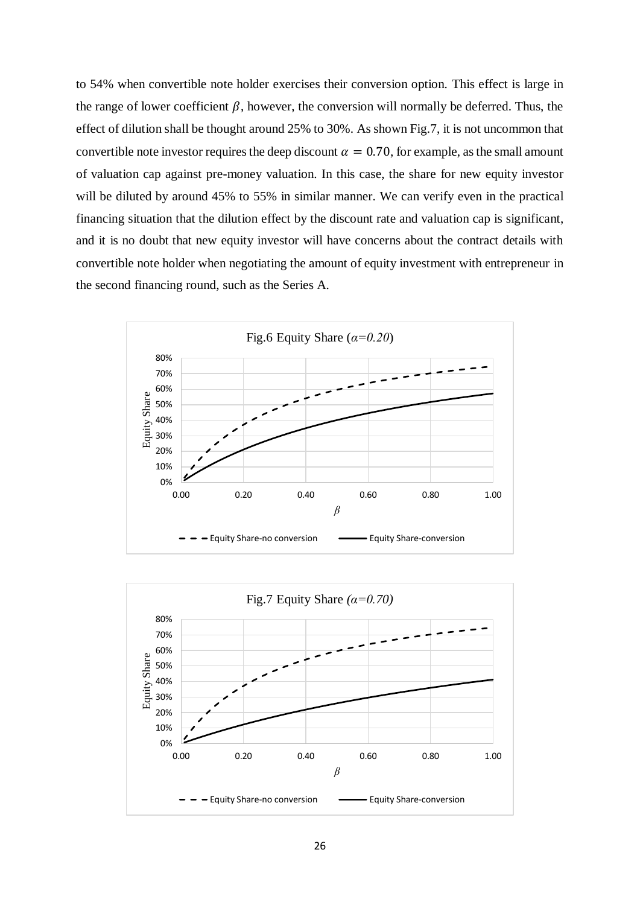to 54% when convertible note holder exercises their conversion option. This effect is large in the range of lower coefficient $\beta$, however, the conversion will normally be deferred. Thus, the effect of dilution shall be thought around 25% to 30%. As shown Fig.7, it is not uncommon that convertible note investor requires the deep discount $\alpha = 0.70$, for example, as the small amount of valuation cap against pre-money valuation. In this case, the share for new equity investor will be diluted by around 45% to 55% in similar manner. We can verify even in the practical financing situation that the dilution effect by the discount rate and valuation cap is significant, and it is no doubt that new equity investor will have concerns about the contract details with convertible note holder when negotiating the amount of equity investment with entrepreneur in the second financing round, such as the Series A.

Fig.6 Equity Share (*α=0.20*)

Equity Share

80%
70%
60%
50%
40%
30%
20%
10%
0%

0.00 0.20 0.40 0.60 0.80 1.00

$\beta$

Equity Share-no conversion
Equity Share-conversion

Fig.7 Equity Share *(α=0.70)*

Equity Share

80%
70%
60%
50%
40%
30%
20%
10%
0%

0.00 0.20 0.40 0.60 0.80 1.00

$\beta$

Equity Share-no conversion
Equity Share-conversion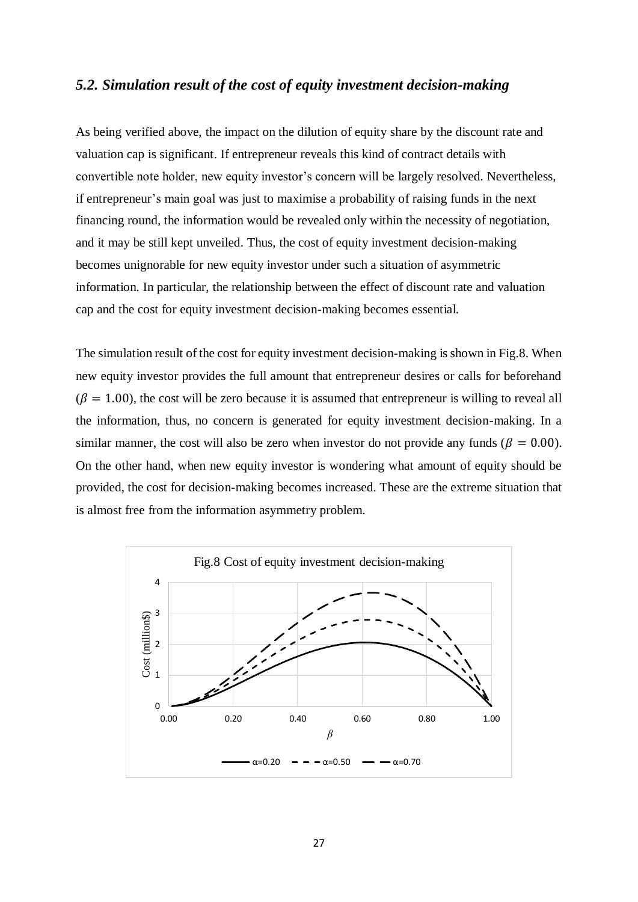### *5.2. Simulation result of the cost of equity investment decision-making*

As being verified above, the impact on the dilution of equity share by the discount rate and valuation cap is significant. If entrepreneur reveals this kind of contract details with convertible note holder, new equity investor's concern will be largely resolved. Nevertheless, if entrepreneur's main goal was just to maximise a probability of raising funds in the next financing round, the information would be revealed only within the necessity of negotiation, and it may be still kept unveiled. Thus, the cost of equity investment decision-making becomes unignorable for new equity investor under such a situation of asymmetric information. In particular, the relationship between the effect of discount rate and valuation cap and the cost for equity investment decision-making becomes essential.

The simulation result of the cost for equity investment decision-making is shown in Fig.8. When new equity investor provides the full amount that entrepreneur desires or calls for beforehand ($\beta = 1.00$), the cost will be zero because it is assumed that entrepreneur is willing to reveal all the information, thus, no concern is generated for equity investment decision-making. In a similar manner, the cost will also be zero when investor do not provide any funds ($\beta = 0.00$). On the other hand, when new equity investor is wondering what amount of equity should be provided, the cost for decision-making becomes increased. These are the extreme situation that is almost free from the information asymmetry problem.

Fig.8 Cost of equity investment decision-making

Cost (million$)

4
3
2
1
0

0.00 0.20 0.40 0.60 0.80 1.00

$\beta$

α=0.20 α=0.50 α=0.70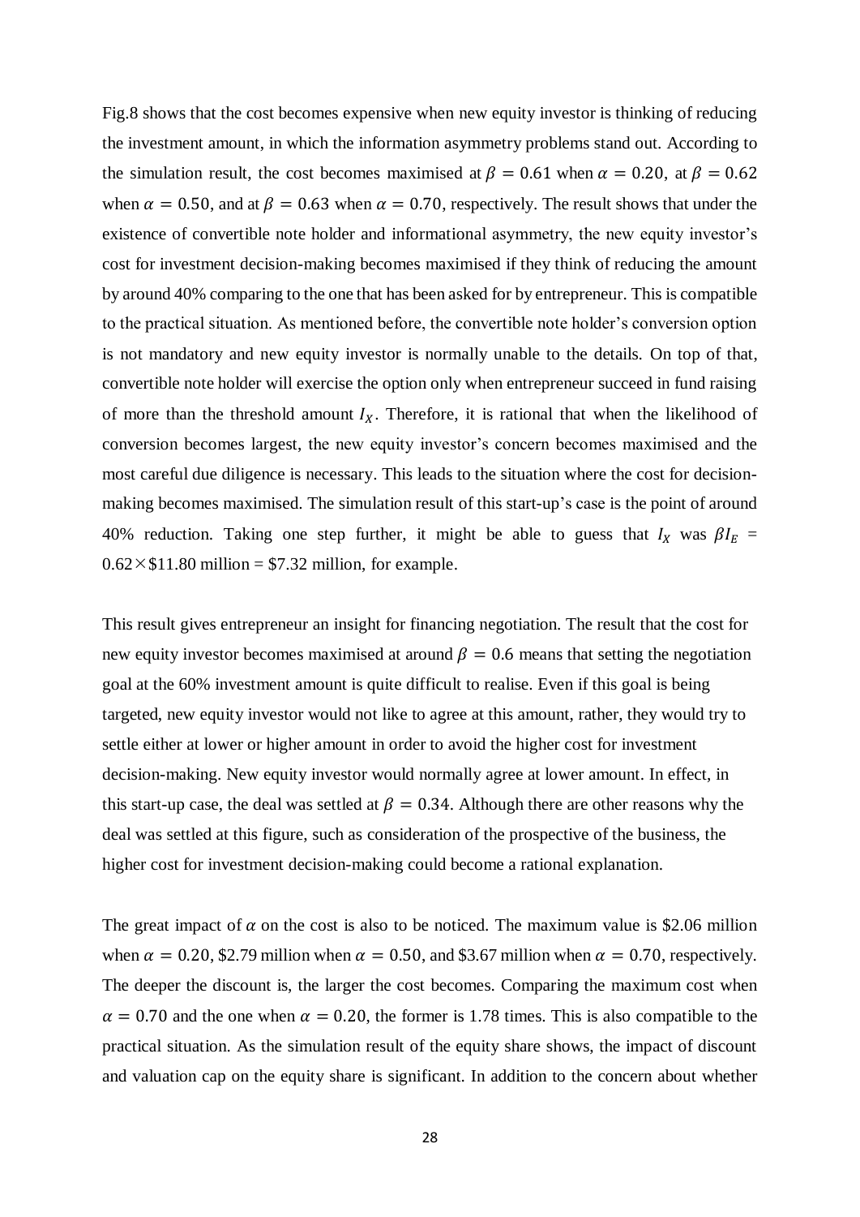Fig.8 shows that the cost becomes expensive when new equity investor is thinking of reducing the investment amount, in which the information asymmetry problems stand out. According to the simulation result, the cost becomes maximised at $\beta = 0.61$ when $\alpha = 0.20$, at $\beta = 0.62$ when $\alpha = 0.50$, and at $\beta = 0.63$ when $\alpha = 0.70$, respectively. The result shows that under the existence of convertible note holder and informational asymmetry, the new equity investor's cost for investment decision-making becomes maximised if they think of reducing the amount by around 40% comparing to the one that has been asked for by entrepreneur. This is compatible to the practical situation. As mentioned before, the convertible note holder's conversion option is not mandatory and new equity investor is normally unable to the details. On top of that, convertible note holder will exercise the option only when entrepreneur succeed in fund raising of more than the threshold amount $I_X$. Therefore, it is rational that when the likelihood of conversion becomes largest, the new equity investor's concern becomes maximised and the most careful due diligence is necessary. This leads to the situation where the cost for decision-making becomes maximised. The simulation result of this start-up's case is the point of around 40% reduction. Taking one step further, it might be able to guess that $I_X$ was $\beta I_E$ = $0.62 \times$\$11.80 million = \$7.32 million, for example.

This result gives entrepreneur an insight for financing negotiation. The result that the cost for new equity investor becomes maximised at around $\beta = 0.6$ means that setting the negotiation goal at the 60% investment amount is quite difficult to realise. Even if this goal is being targeted, new equity investor would not like to agree at this amount, rather, they would try to settle either at lower or higher amount in order to avoid the higher cost for investment decision-making. New equity investor would normally agree at lower amount. In effect, in this start-up case, the deal was settled at $\beta = 0.34$. Although there are other reasons why the deal was settled at this figure, such as consideration of the prospective of the business, the higher cost for investment decision-making could become a rational explanation.

The great impact of $\alpha$ on the cost is also to be noticed. The maximum value is \$2.06 million when $\alpha = 0.20$, \$2.79 million when $\alpha = 0.50$, and \$3.67 million when $\alpha = 0.70$, respectively. The deeper the discount is, the larger the cost becomes. Comparing the maximum cost when $\alpha = 0.70$ and the one when $\alpha = 0.20$, the former is 1.78 times. This is also compatible to the practical situation. As the simulation result of the equity share shows, the impact of discount and valuation cap on the equity share is significant. In addition to the concern about whether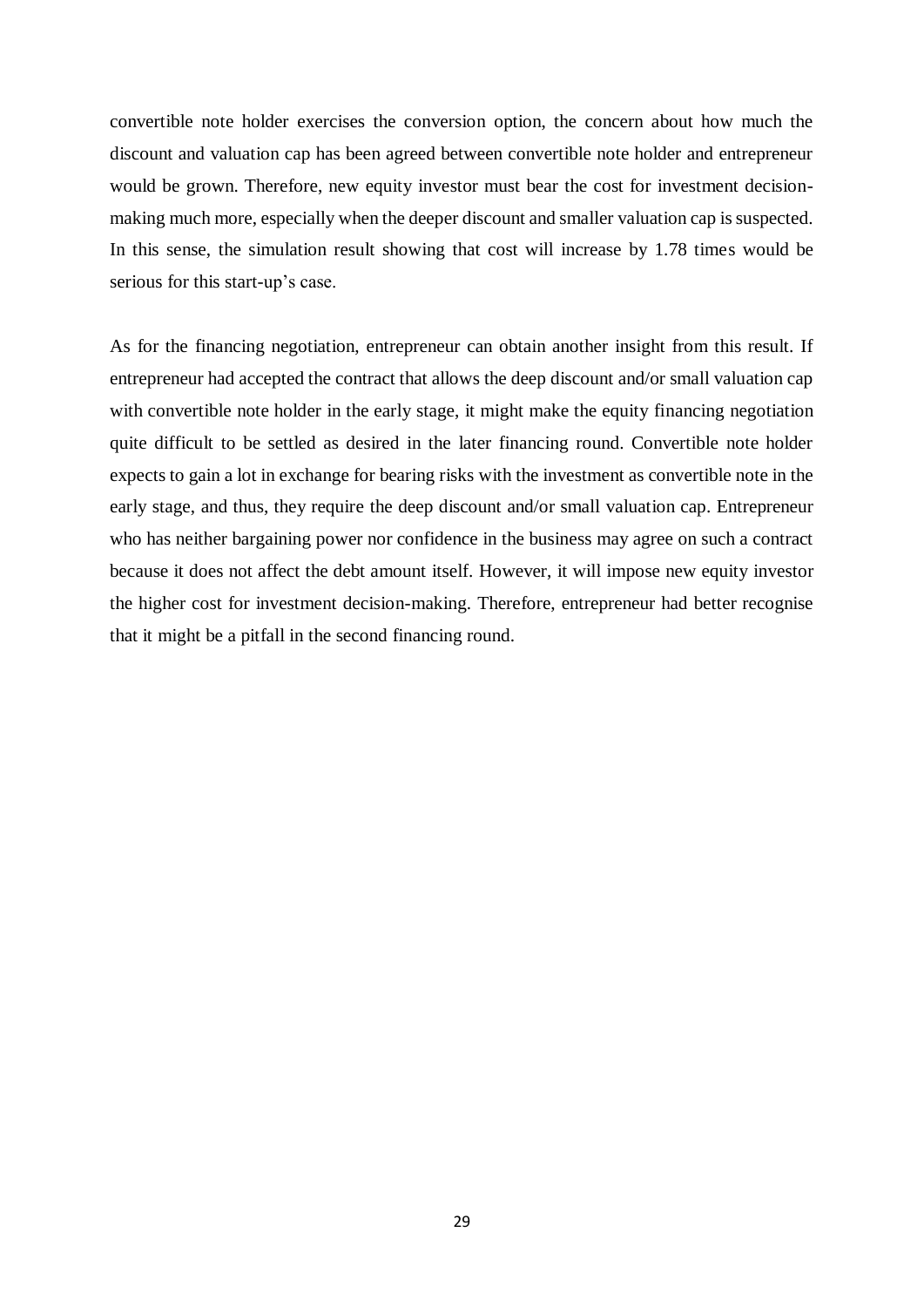convertible note holder exercises the conversion option, the concern about how much the discount and valuation cap has been agreed between convertible note holder and entrepreneur would be grown. Therefore, new equity investor must bear the cost for investment decision-making much more, especially when the deeper discount and smaller valuation cap is suspected. In this sense, the simulation result showing that cost will increase by 1.78 times would be serious for this start-up's case.

As for the financing negotiation, entrepreneur can obtain another insight from this result. If entrepreneur had accepted the contract that allows the deep discount and/or small valuation cap with convertible note holder in the early stage, it might make the equity financing negotiation quite difficult to be settled as desired in the later financing round. Convertible note holder expects to gain a lot in exchange for bearing risks with the investment as convertible note in the early stage, and thus, they require the deep discount and/or small valuation cap. Entrepreneur who has neither bargaining power nor confidence in the business may agree on such a contract because it does not affect the debt amount itself. However, it will impose new equity investor the higher cost for investment decision-making. Therefore, entrepreneur had better recognise that it might be a pitfall in the second financing round.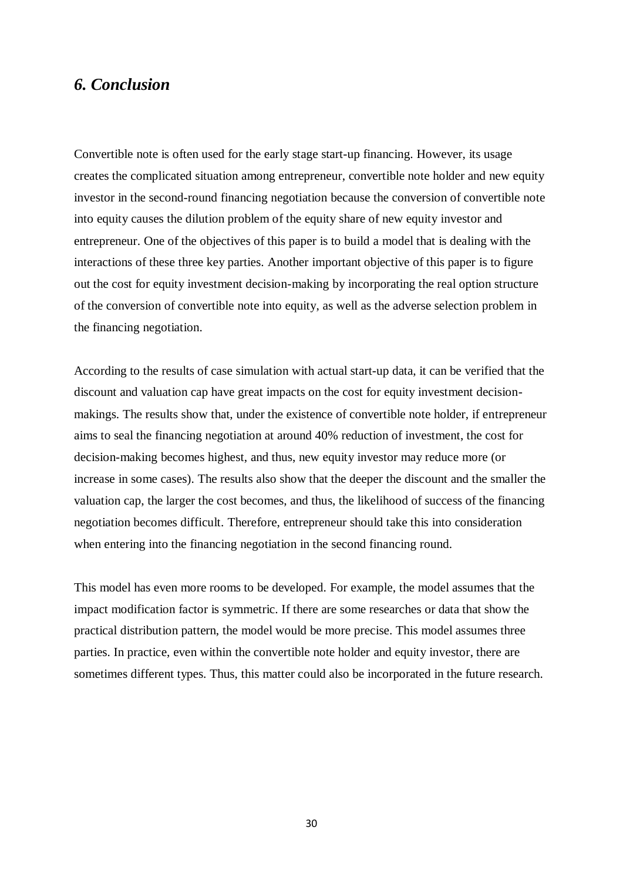## *6. Conclusion*

Convertible note is often used for the early stage start-up financing. However, its usage creates the complicated situation among entrepreneur, convertible note holder and new equity investor in the second-round financing negotiation because the conversion of convertible note into equity causes the dilution problem of the equity share of new equity investor and entrepreneur. One of the objectives of this paper is to build a model that is dealing with the interactions of these three key parties. Another important objective of this paper is to figure out the cost for equity investment decision-making by incorporating the real option structure of the conversion of convertible note into equity, as well as the adverse selection problem in the financing negotiation.

According to the results of case simulation with actual start-up data, it can be verified that the discount and valuation cap have great impacts on the cost for equity investment decision-makings. The results show that, under the existence of convertible note holder, if entrepreneur aims to seal the financing negotiation at around 40% reduction of investment, the cost for decision-making becomes highest, and thus, new equity investor may reduce more (or increase in some cases). The results also show that the deeper the discount and the smaller the valuation cap, the larger the cost becomes, and thus, the likelihood of success of the financing negotiation becomes difficult. Therefore, entrepreneur should take this into consideration when entering into the financing negotiation in the second financing round.

This model has even more rooms to be developed. For example, the model assumes that the impact modification factor is symmetric. If there are some researches or data that show the practical distribution pattern, the model would be more precise. This model assumes three parties. In practice, even within the convertible note holder and equity investor, there are sometimes different types. Thus, this matter could also be incorporated in the future research.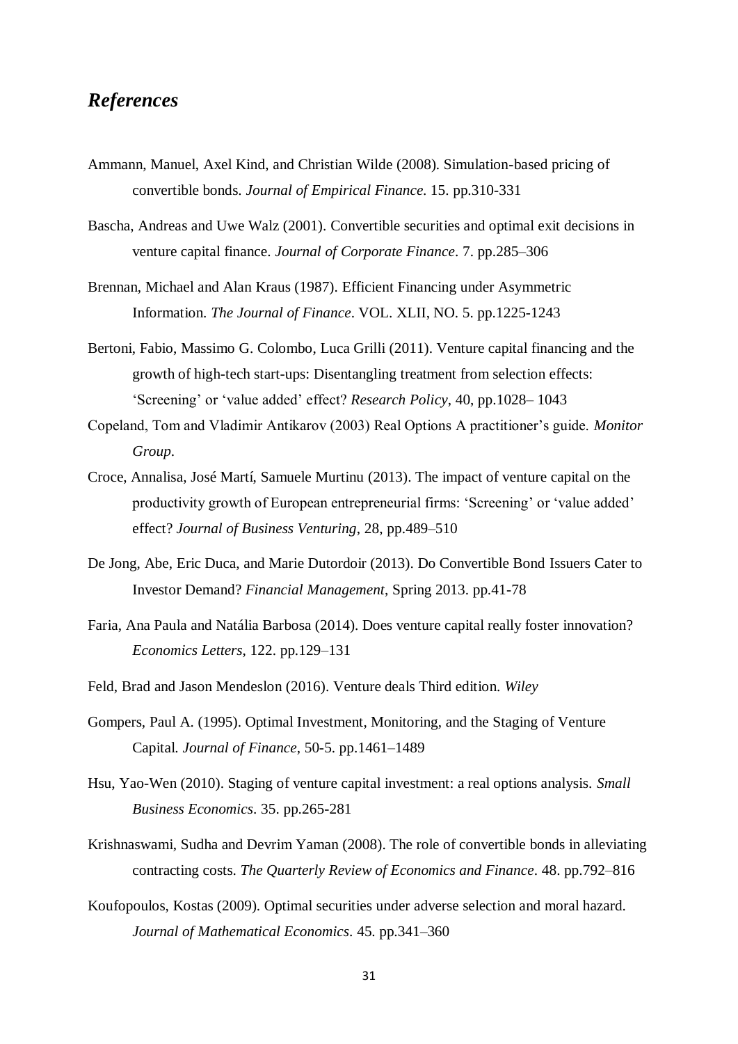## *References*

Ammann, Manuel, Axel Kind, and Christian Wilde (2008). Simulation-based pricing of convertible bonds. *Journal of Empirical Finance*. 15. pp.310-331

Bascha, Andreas and Uwe Walz (2001). Convertible securities and optimal exit decisions in venture capital finance. *Journal of Corporate Finance*. 7. pp.285–306

Brennan, Michael and Alan Kraus (1987). Efficient Financing under Asymmetric Information. *The Journal of Finance*. VOL. XLII, NO. 5. pp.1225-1243

Bertoni, Fabio, Massimo G. Colombo, Luca Grilli (2011). Venture capital financing and the growth of high-tech start-ups: Disentangling treatment from selection effects: 'Screening' or 'value added' effect? *Research Policy*, 40, pp.1028– 1043

Copeland, Tom and Vladimir Antikarov (2003) Real Options A practitioner's guide. *Monitor Group*.

Croce, Annalisa, José Martí, Samuele Murtinu (2013). The impact of venture capital on the productivity growth of European entrepreneurial firms: 'Screening' or 'value added' effect? *Journal of Business Venturing*, 28, pp.489–510

De Jong, Abe, Eric Duca, and Marie Dutordoir (2013). Do Convertible Bond Issuers Cater to Investor Demand? *Financial Management*, Spring 2013. pp.41-78

Faria, Ana Paula and Natália Barbosa (2014). Does venture capital really foster innovation? *Economics Letters*, 122. pp.129–131

Feld, Brad and Jason Mendeslon (2016). Venture deals Third edition. *Wiley*

Gompers, Paul A. (1995). Optimal Investment, Monitoring, and the Staging of Venture Capital. *Journal of Finance*, 50-5. pp.1461–1489

Hsu, Yao-Wen (2010). Staging of venture capital investment: a real options analysis. *Small Business Economics*. 35. pp.265-281

Krishnaswami, Sudha and Devrim Yaman (2008). The role of convertible bonds in alleviating contracting costs. *The Quarterly Review of Economics and Finance*. 48. pp.792–816

Koufopoulos, Kostas (2009). Optimal securities under adverse selection and moral hazard. *Journal of Mathematical Economics*. 45. pp.341–360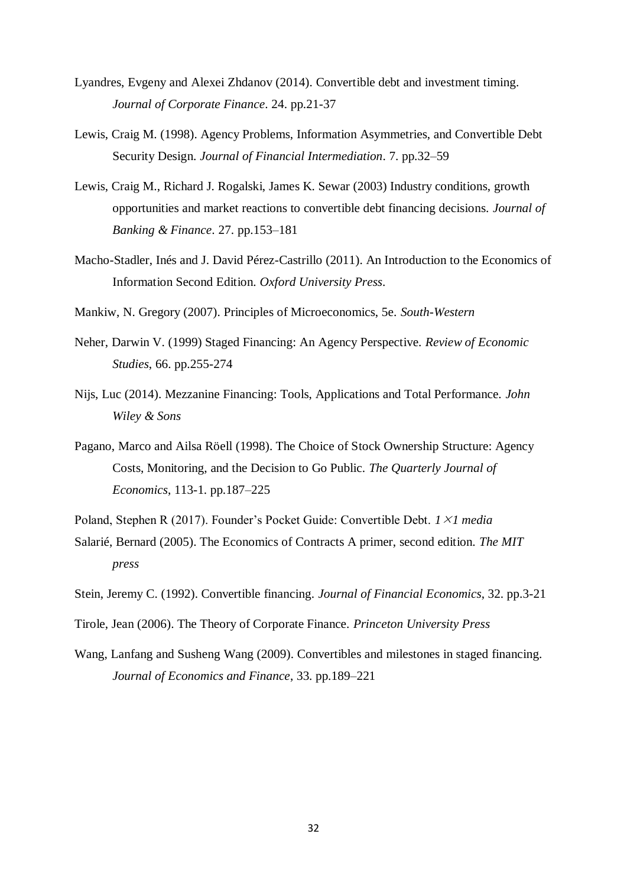Lyandres, Evgeny and Alexei Zhdanov (2014). Convertible debt and investment timing. *Journal of Corporate Finance*. 24. pp.21-37

Lewis, Craig M. (1998). Agency Problems, Information Asymmetries, and Convertible Debt Security Design. *Journal of Financial Intermediation*. 7. pp.32–59

Lewis, Craig M., Richard J. Rogalski, James K. Sewar (2003) Industry conditions, growth opportunities and market reactions to convertible debt financing decisions. *Journal of Banking & Finance*. 27. pp.153–181

Macho-Stadler, Inés and J. David Pérez-Castrillo (2011). An Introduction to the Economics of Information Second Edition. *Oxford University Press*.

Mankiw, N. Gregory (2007). Principles of Microeconomics, 5e. *South-Western*

Neher, Darwin V. (1999) Staged Financing: An Agency Perspective. *Review of Economic Studies*, 66. pp.255-274

Nijs, Luc (2014). Mezzanine Financing: Tools, Applications and Total Performance. *John Wiley & Sons*

Pagano, Marco and Ailsa Röell (1998). The Choice of Stock Ownership Structure: Agency Costs, Monitoring, and the Decision to Go Public. *The Quarterly Journal of Economics*, 113-1. pp.187–225

Poland, Stephen R (2017). Founder's Pocket Guide: Convertible Debt. *1×1 media*

Salarié, Bernard (2005). The Economics of Contracts A primer, second edition. *The MIT press*

Stein, Jeremy C. (1992). Convertible financing. *Journal of Financial Economics*, 32. pp.3-21

Tirole, Jean (2006). The Theory of Corporate Finance. *Princeton University Press*

Wang, Lanfang and Susheng Wang (2009). Convertibles and milestones in staged financing. *Journal of Economics and Finance*, 33. pp.189–221